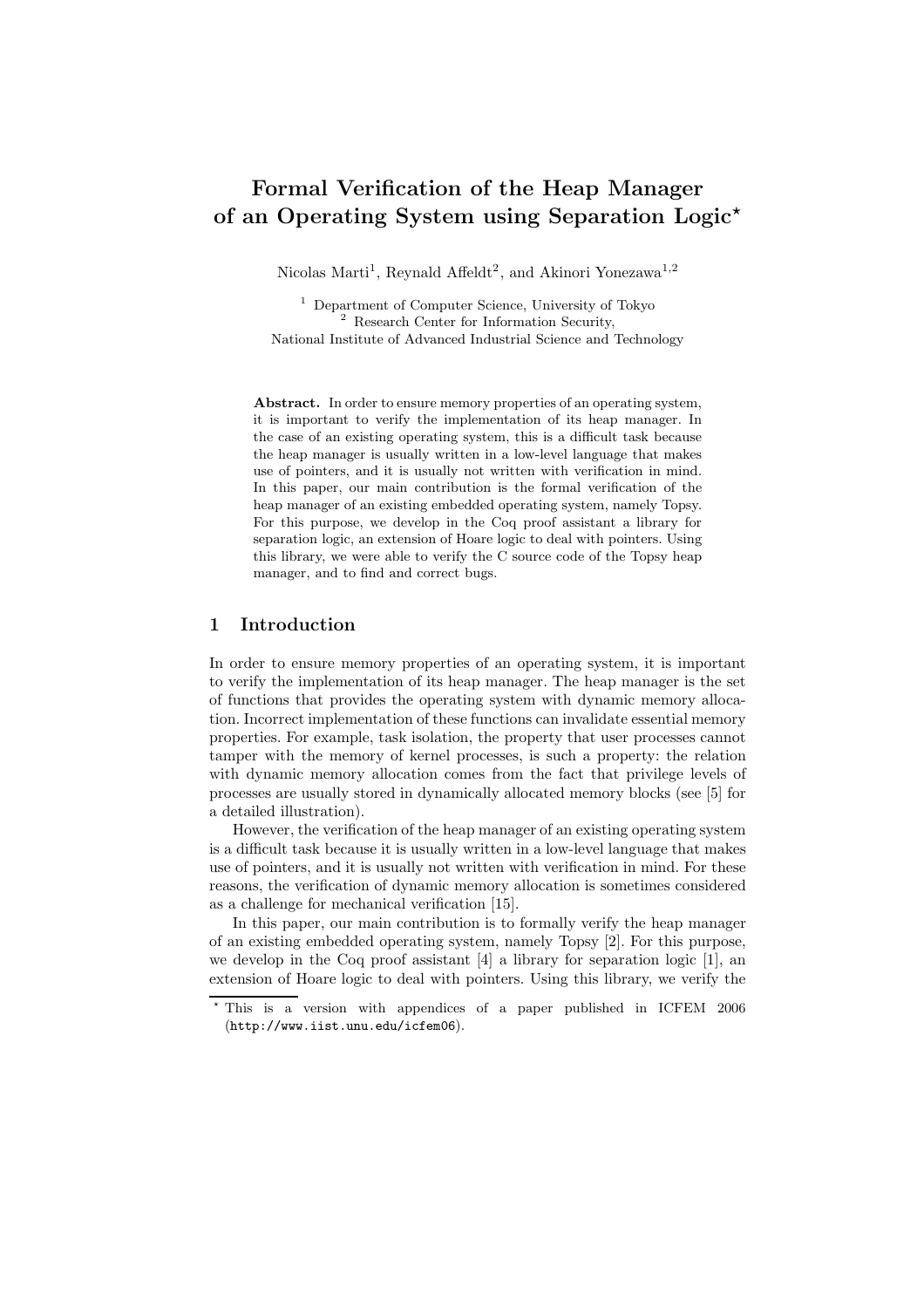# Formal Verification of the Heap Manager of an Operating System using Separation Logic*

Nicolas Marti[1], Reynald Affeldt[2], and Akinori Yonezawa[1,2]

[1] Department of Computer Science, University of Tokyo
[2] Research Center for Information Security,
National Institute of Advanced Industrial Science and Technology

**Abstract.** In order to ensure memory properties of an operating system, it is important to verify the implementation of its heap manager. In the case of an existing operating system, this is a difficult task because the heap manager is usually written in a low-level language that makes use of pointers, and it is usually not written with verification in mind. In this paper, our main contribution is the formal verification of the heap manager of an existing embedded operating system, namely Topsy. For this purpose, we develop in the Coq proof assistant a library for separation logic, an extension of Hoare logic to deal with pointers. Using this library, we were able to verify the C source code of the Topsy heap manager, and to find and correct bugs.

## 1 Introduction

In order to ensure memory properties of an operating system, it is important to verify the implementation of its heap manager. The heap manager is the set of functions that provides the operating system with dynamic memory allocation. Incorrect implementation of these functions can invalidate essential memory properties. For example, task isolation, the property that user processes cannot tamper with the memory of kernel processes, is such a property: the relation with dynamic memory allocation comes from the fact that privilege levels of processes are usually stored in dynamically allocated memory blocks (see [5] for a detailed illustration).

However, the verification of the heap manager of an existing operating system is a difficult task because it is usually written in a low-level language that makes use of pointers, and it is usually not written with verification in mind. For these reasons, the verification of dynamic memory allocation is sometimes considered as a challenge for mechanical verification [15].

In this paper, our main contribution is to formally verify the heap manager of an existing embedded operating system, namely Topsy [2]. For this purpose, we develop in the Coq proof assistant [4] a library for separation logic [1], an extension of Hoare logic to deal with pointers. Using this library, we verify the

* This is a version with appendices of a paper published in ICFEM 2006 (http://www.iist.unu.edu/icfem06).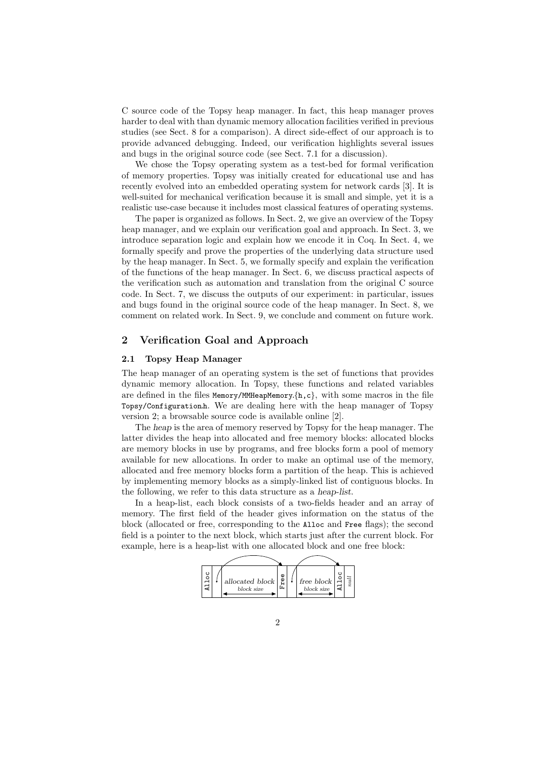C source code of the Topsy heap manager. In fact, this heap manager proves harder to deal with than dynamic memory allocation facilities verified in previous studies (see Sect. 8 for a comparison). A direct side-effect of our approach is to provide advanced debugging. Indeed, our verification highlights several issues and bugs in the original source code (see Sect. 7.1 for a discussion).

We chose the Topsy operating system as a test-bed for formal verification of memory properties. Topsy was initially created for educational use and has recently evolved into an embedded operating system for network cards [3]. It is well-suited for mechanical verification because it is small and simple, yet it is a realistic use-case because it includes most classical features of operating systems.

The paper is organized as follows. In Sect. 2, we give an overview of the Topsy heap manager, and we explain our verification goal and approach. In Sect. 3, we introduce separation logic and explain how we encode it in Coq. In Sect. 4, we formally specify and prove the properties of the underlying data structure used by the heap manager. In Sect. 5, we formally specify and explain the verification of the functions of the heap manager. In Sect. 6, we discuss practical aspects of the verification such as automation and translation from the original C source code. In Sect. 7, we discuss the outputs of our experiment: in particular, issues and bugs found in the original source code of the heap manager. In Sect. 8, we comment on related work. In Sect. 9, we conclude and comment on future work.

## 2 Verification Goal and Approach

### 2.1 Topsy Heap Manager

The heap manager of an operating system is the set of functions that provides dynamic memory allocation. In Topsy, these functions and related variables are defined in the files `Memory/MMHeapMemory.{h,c}`, with some macros in the file `Topsy/Configuration.h`. We are dealing here with the heap manager of Topsy version 2; a browsable source code is available online [2].

The *heap* is the area of memory reserved by Topsy for the heap manager. The latter divides the heap into allocated and free memory blocks: allocated blocks are memory blocks in use by programs, and free blocks form a pool of memory available for new allocations. In order to make an optimal use of the memory, allocated and free memory blocks form a partition of the heap. This is achieved by implementing memory blocks as a simply-linked list of contiguous blocks. In the following, we refer to this data structure as a *heap-list*.

In a heap-list, each block consists of a two-fields header and an array of memory. The first field of the header gives information on the status of the block (allocated or free, corresponding to the `Alloc` and `Free` flags); the second field is a pointer to the next block, which starts just after the current block. For example, here is a heap-list with one allocated block and one free block:

| `Alloc` | • | *allocated block* (block size) | `Free` | • | *free block* (block size) | `Alloc` | *null* |
|---|---|---|---|---|---|---|---|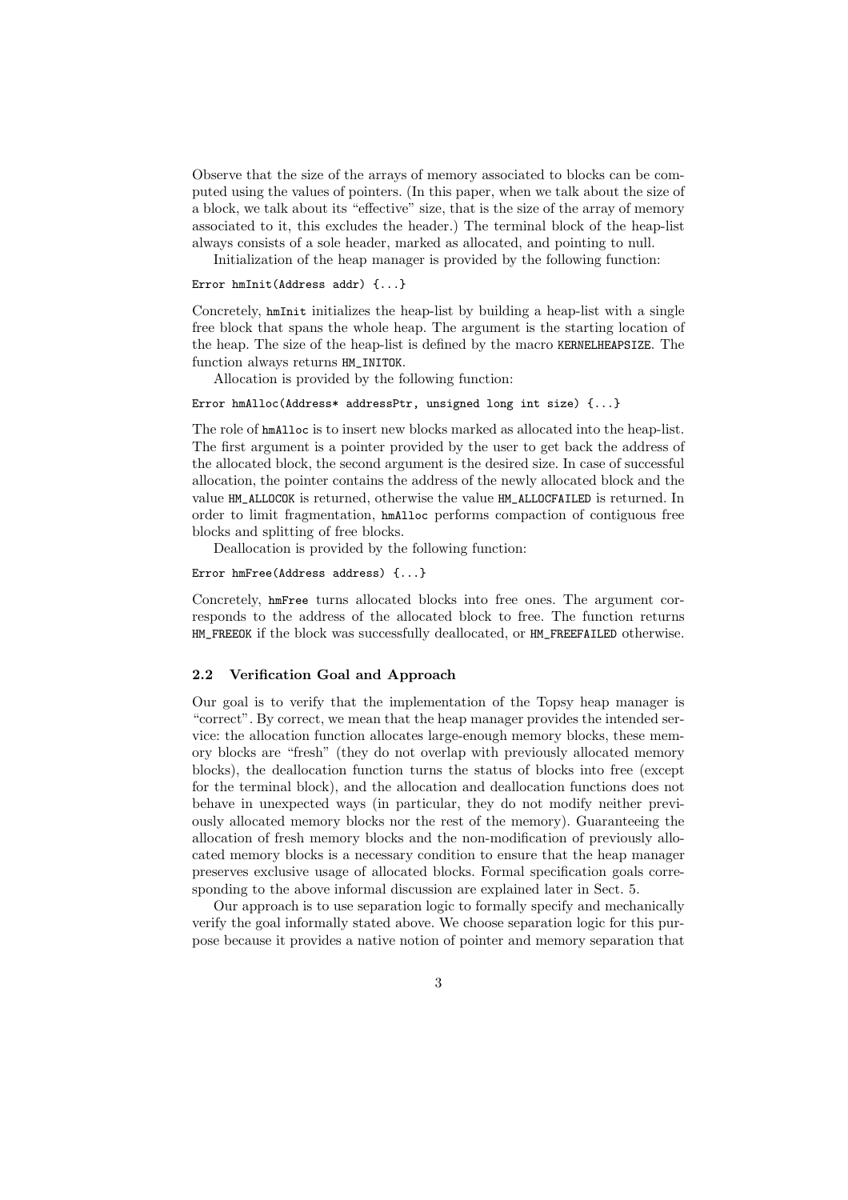Observe that the size of the arrays of memory associated to blocks can be computed using the values of pointers. (In this paper, when we talk about the size of a block, we talk about its "effective" size, that is the size of the array of memory associated to it, this excludes the header.) The terminal block of the heap-list always consists of a sole header, marked as allocated, and pointing to null.

Initialization of the heap manager is provided by the following function:

```
Error hmInit(Address addr) {...}
```

Concretely, `hmInit` initializes the heap-list by building a heap-list with a single free block that spans the whole heap. The argument is the starting location of the heap. The size of the heap-list is defined by the macro `KERNELHEAPSIZE`. The function always returns `HM_INITOK`.

Allocation is provided by the following function:

```
Error hmAlloc(Address* addressPtr, unsigned long int size) {...}
```

The role of `hmAlloc` is to insert new blocks marked as allocated into the heap-list. The first argument is a pointer provided by the user to get back the address of the allocated block, the second argument is the desired size. In case of successful allocation, the pointer contains the address of the newly allocated block and the value `HM_ALLOCOK` is returned, otherwise the value `HM_ALLOCFAILED` is returned. In order to limit fragmentation, `hmAlloc` performs compaction of contiguous free blocks and splitting of free blocks.

Deallocation is provided by the following function:

```
Error hmFree(Address address) {...}
```

Concretely, `hmFree` turns allocated blocks into free ones. The argument corresponds to the address of the allocated block to free. The function returns `HM_FREEOK` if the block was successfully deallocated, or `HM_FREEFAILED` otherwise.

### 2.2 Verification Goal and Approach

Our goal is to verify that the implementation of the Topsy heap manager is "correct". By correct, we mean that the heap manager provides the intended service: the allocation function allocates large-enough memory blocks, these memory blocks are "fresh" (they do not overlap with previously allocated memory blocks), the deallocation function turns the status of blocks into free (except for the terminal block), and the allocation and deallocation functions does not behave in unexpected ways (in particular, they do not modify neither previously allocated memory blocks nor the rest of the memory). Guaranteeing the allocation of fresh memory blocks and the non-modification of previously allocated memory blocks is a necessary condition to ensure that the heap manager preserves exclusive usage of allocated blocks. Formal specification goals corresponding to the above informal discussion are explained later in Sect. 5.

Our approach is to use separation logic to formally specify and mechanically verify the goal informally stated above. We choose separation logic for this purpose because it provides a native notion of pointer and memory separation that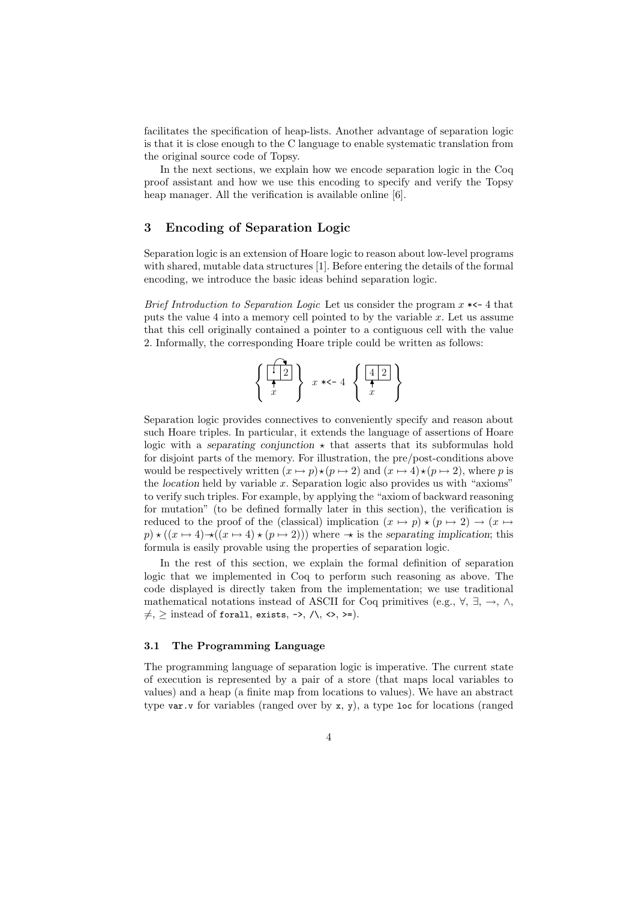facilitates the specification of heap-lists. Another advantage of separation logic is that it is close enough to the C language to enable systematic translation from the original source code of Topsy.

In the next sections, we explain how we encode separation logic in the Coq proof assistant and how we use this encoding to specify and verify the Topsy heap manager. All the verification is available online [6].

## 3 Encoding of Separation Logic

Separation logic is an extension of Hoare logic to reason about low-level programs with shared, mutable data structures [1]. Before entering the details of the formal encoding, we introduce the basic ideas behind separation logic.

*Brief Introduction to Separation Logic* Let us consider the program $x$ `*<-` 4 that puts the value 4 into a memory cell pointed to by the variable $x$. Let us assume that this cell originally contained a pointer to a contiguous cell with the value 2. Informally, the corresponding Hoare triple could be written as follows:

$$\left\{ \begin{array}{c} \boxed{\cdot}\boxed{2} \\ \uparrow \\ x \end{array} \right\} \; x \texttt{ *<- } 4 \; \left\{ \begin{array}{c} \boxed{4}\boxed{2} \\ \uparrow \\ x \end{array} \right\}$$

Separation logic provides connectives to conveniently specify and reason about such Hoare triples. In particular, it extends the language of assertions of Hoare logic with a *separating conjunction* $\star$ that asserts that its subformulas hold for disjoint parts of the memory. For illustration, the pre/post-conditions above would be respectively written $(x \mapsto p) \star (p \mapsto 2)$ and $(x \mapsto 4) \star (p \mapsto 2)$, where $p$ is the *location* held by variable $x$. Separation logic also provides us with "axioms" to verify such triples. For example, by applying the "axiom of backward reasoning for mutation" (to be defined formally later in this section), the verification is reduced to the proof of the (classical) implication $(x \mapsto p) \star (p \mapsto 2) \rightarrow (x \mapsto p) \star ((x \mapsto 4) \mathrel{-\!\!\star} ((x \mapsto 4) \star (p \mapsto 2)))$ where $\mathrel{-\!\!\star}$ is the *separating implication*; this formula is easily provable using the properties of separation logic.

In the rest of this section, we explain the formal definition of separation logic that we implemented in Coq to perform such reasoning as above. The code displayed is directly taken from the implementation; we use traditional mathematical notations instead of ASCII for Coq primitives (e.g., $\forall$, $\exists$, $\rightarrow$, $\wedge$, $\neq$, $\geq$ instead of `forall`, `exists`, `->`, `/\`, `<>`, `>=`).

### 3.1 The Programming Language

The programming language of separation logic is imperative. The current state of execution is represented by a pair of a store (that maps local variables to values) and a heap (a finite map from locations to values). We have an abstract type `var.v` for variables (ranged over by `x`, `y`), a type `loc` for locations (ranged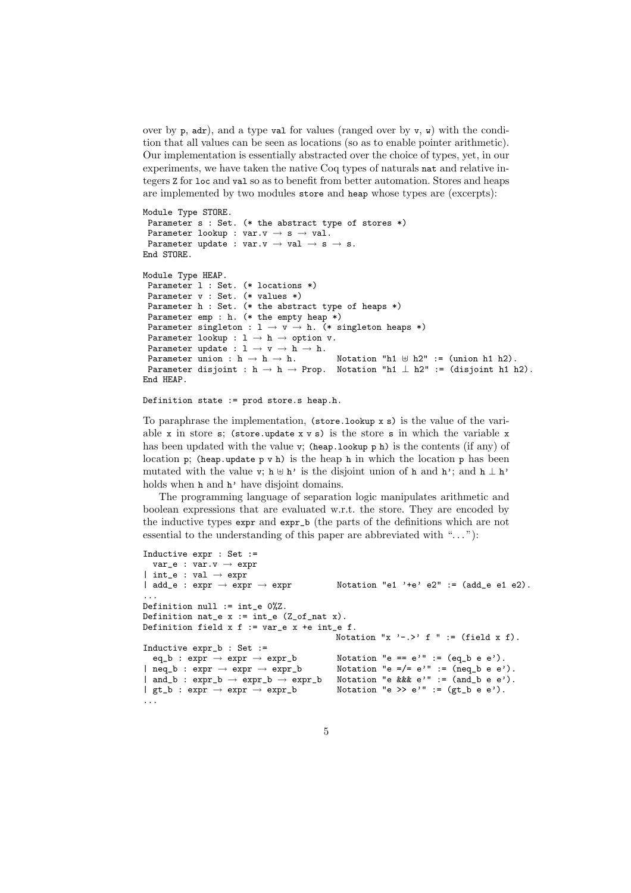over by p, adr), and a type val for values (ranged over by v, w) with the condition that all values can be seen as locations (so as to enable pointer arithmetic). Our implementation is essentially abstracted over the choice of types, yet, in our experiments, we have taken the native Coq types of naturals nat and relative integers Z for loc and val so as to benefit from better automation. Stores and heaps are implemented by two modules store and heap whose types are (excerpts):

```
Module Type STORE.
 Parameter s : Set. (* the abstract type of stores *)
 Parameter lookup : var.v → s → val.
 Parameter update : var.v → val → s → s.
End STORE.

Module Type HEAP.
 Parameter l : Set. (* locations *)
 Parameter v : Set. (* values *)
 Parameter h : Set. (* the abstract type of heaps *)
 Parameter emp : h. (* the empty heap *)
 Parameter singleton : l → v → h. (* singleton heaps *)
 Parameter lookup : l → h → option v.
 Parameter update : l → v → h → h.
 Parameter union : h → h → h.        Notation "h1 ⊎ h2" := (union h1 h2).
 Parameter disjoint : h → h → Prop.  Notation "h1 ⊥ h2" := (disjoint h1 h2).
End HEAP.

Definition state := prod store.s heap.h.
```

To paraphrase the implementation, (store.lookup x s) is the value of the variable x in store s; (store.update x v s) is the store s in which the variable x has been updated with the value v; (heap.lookup p h) is the contents (if any) of location p; (heap.update p v h) is the heap h in which the location p has been mutated with the value v; h ⊎ h' is the disjoint union of h and h'; and h ⊥ h' holds when h and h' have disjoint domains.

The programming language of separation logic manipulates arithmetic and boolean expressions that are evaluated w.r.t. the store. They are encoded by the inductive types expr and expr_b (the parts of the definitions which are not essential to the understanding of this paper are abbreviated with "..."):

```
Inductive expr : Set :=
  var_e : var.v → expr
| int_e : val → expr
| add_e : expr → expr → expr         Notation "e1 '+e' e2" := (add_e e1 e2).
...
Definition null := int_e 0%Z.
Definition nat_e x := int_e (Z_of_nat x).
Definition field x f := var_e x +e int_e f.
                                      Notation "x '-.>' f " := (field x f).
Inductive expr_b : Set :=
  eq_b : expr → expr → expr_b        Notation "e == e'" := (eq_b e e').
| neq_b : expr → expr → expr_b       Notation "e =/= e'" := (neq_b e e').
| and_b : expr_b → expr_b → expr_b   Notation "e &&& e'" := (and_b e e').
| gt_b : expr → expr → expr_b        Notation "e >> e'" := (gt_b e e').
...
```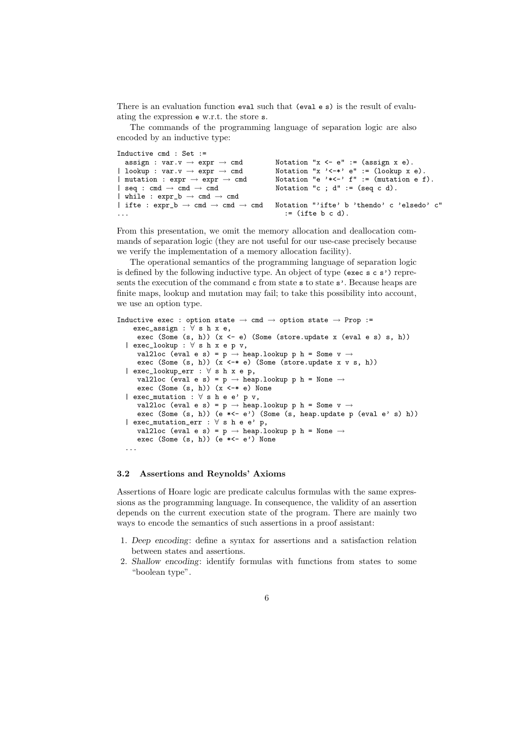There is an evaluation function `eval` such that `(eval e s)` is the result of evaluating the expression `e` w.r.t. the store `s`.

The commands of the programming language of separation logic are also encoded by an inductive type:

```
Inductive cmd : Set :=
  assign : var.v → expr → cmd        Notation "x <- e" := (assign x e).
| lookup : var.v → expr → cmd        Notation "x '<-*' e" := (lookup x e).
| mutation : expr → expr → cmd       Notation "e '*<-' f" := (mutation e f).
| seq : cmd → cmd → cmd              Notation "c ; d" := (seq c d).
| while : expr_b → cmd → cmd
| ifte : expr_b → cmd → cmd → cmd   Notation "'ifte' b 'thendo' c 'elsedo' c"
...                                    := (ifte b c d).
```

From this presentation, we omit the memory allocation and deallocation commands of separation logic (they are not useful for our use-case precisely because we verify the implementation of a memory allocation facility).

The operational semantics of the programming language of separation logic is defined by the following inductive type. An object of type `(exec s c s')` represents the execution of the command `c` from state `s` to state `s'`. Because heaps are finite maps, lookup and mutation may fail; to take this possibility into account, we use an option type.

```
Inductive exec : option state → cmd → option state → Prop :=
    exec_assign : ∀ s h x e,
     exec (Some (s, h)) (x <- e) (Some (store.update x (eval e s) s, h))
  | exec_lookup : ∀ s h x e p v,
     val2loc (eval e s) = p → heap.lookup p h = Some v →
     exec (Some (s, h)) (x <-* e) (Some (store.update x v s, h))
  | exec_lookup_err : ∀ s h x e p,
     val2loc (eval e s) = p → heap.lookup p h = None →
     exec (Some (s, h)) (x <-* e) None
  | exec_mutation : ∀ s h e e' p v,
     val2loc (eval e s) = p → heap.lookup p h = Some v →
     exec (Some (s, h)) (e *<- e') (Some (s, heap.update p (eval e' s) h))
  | exec_mutation_err : ∀ s h e e' p,
     val2loc (eval e s) = p → heap.lookup p h = None →
     exec (Some (s, h)) (e *<- e') None
  ...
```

### 3.2 Assertions and Reynolds' Axioms

Assertions of Hoare logic are predicate calculus formulas with the same expressions as the programming language. In consequence, the validity of an assertion depends on the current execution state of the program. There are mainly two ways to encode the semantics of such assertions in a proof assistant:

1. *Deep encoding*: define a syntax for assertions and a satisfaction relation between states and assertions.
2. *Shallow encoding*: identify formulas with functions from states to some "boolean type".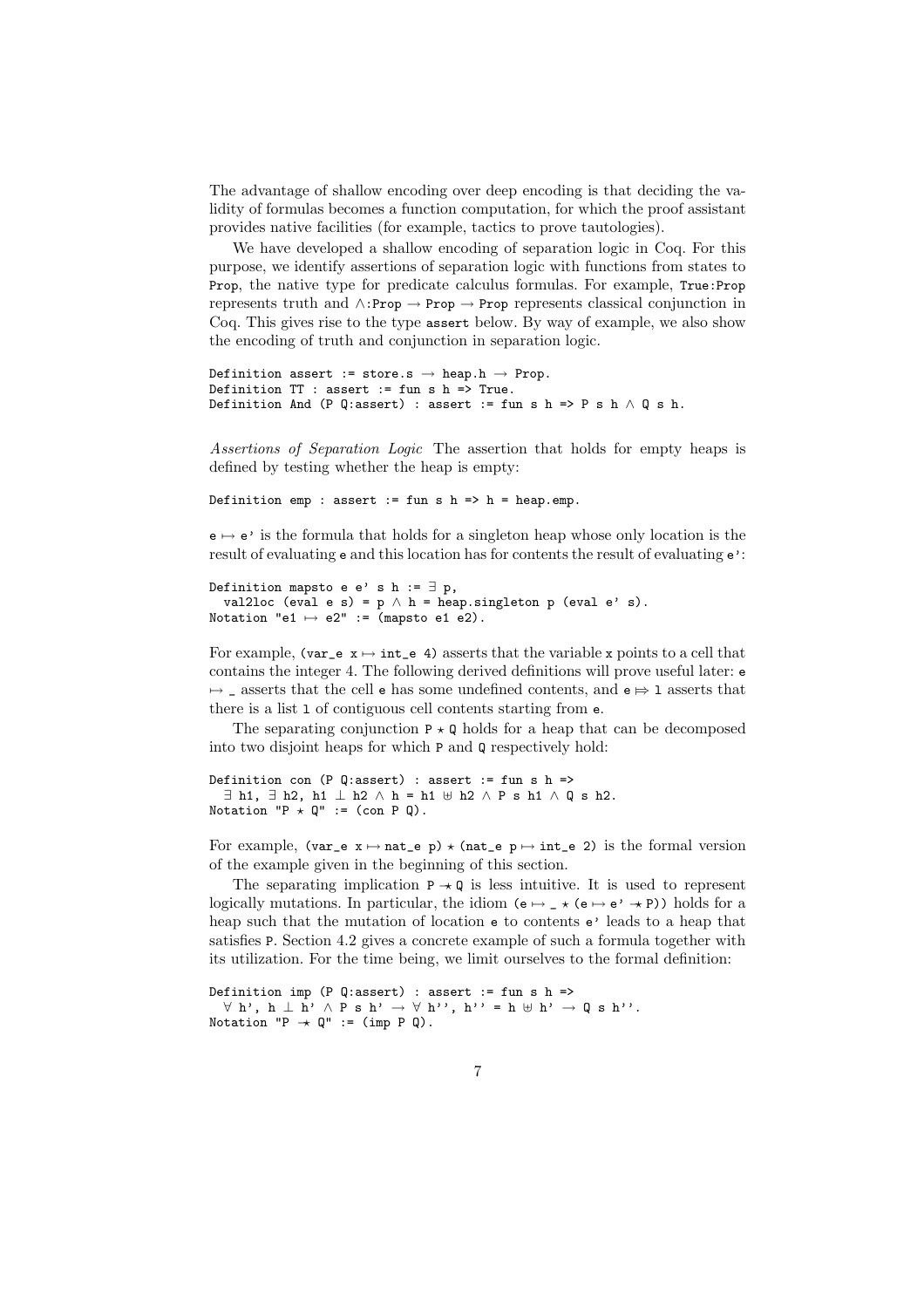The advantage of shallow encoding over deep encoding is that deciding the validity of formulas becomes a function computation, for which the proof assistant provides native facilities (for example, tactics to prove tautologies).

We have developed a shallow encoding of separation logic in Coq. For this purpose, we identify assertions of separation logic with functions from states to `Prop`, the native type for predicate calculus formulas. For example, `True:Prop` represents truth and `∧:Prop → Prop → Prop` represents classical conjunction in Coq. This gives rise to the type `assert` below. By way of example, we also show the encoding of truth and conjunction in separation logic.

```
Definition assert := store.s → heap.h → Prop.
Definition TT : assert := fun s h => True.
Definition And (P Q:assert) : assert := fun s h => P s h ∧ Q s h.
```

*Assertions of Separation Logic* The assertion that holds for empty heaps is defined by testing whether the heap is empty:

```
Definition emp : assert := fun s h => h = heap.emp.
```

`e ↦ e'` is the formula that holds for a singleton heap whose only location is the result of evaluating `e` and this location has for contents the result of evaluating `e'`:

```
Definition mapsto e e' s h := ∃ p,
  val2loc (eval e s) = p ∧ h = heap.singleton p (eval e' s).
Notation "e1 ↦ e2" := (mapsto e1 e2).
```

For example, `(var_e x ↦ int_e 4)` asserts that the variable `x` points to a cell that contains the integer 4. The following derived definitions will prove useful later: `e ↦ _` asserts that the cell `e` has some undefined contents, and `e ⤇ l` asserts that there is a list `l` of contiguous cell contents starting from `e`.

The separating conjunction `P ⋆ Q` holds for a heap that can be decomposed into two disjoint heaps for which `P` and `Q` respectively hold:

```
Definition con (P Q:assert) : assert := fun s h =>
  ∃ h1, ∃ h2, h1 ⊥ h2 ∧ h = h1 ⊎ h2 ∧ P s h1 ∧ Q s h2.
Notation "P ⋆ Q" := (con P Q).
```

For example, `(var_e x ↦ nat_e p) ⋆ (nat_e p ↦ int_e 2)` is the formal version of the example given in the beginning of this section.

The separating implication `P −⋆ Q` is less intuitive. It is used to represent logically mutations. In particular, the idiom `(e ↦ _ ⋆ (e ↦ e' −⋆ P))` holds for a heap such that the mutation of location `e` to contents `e'` leads to a heap that satisfies `P`. Section 4.2 gives a concrete example of such a formula together with its utilization. For the time being, we limit ourselves to the formal definition:

```
Definition imp (P Q:assert) : assert := fun s h =>
  ∀ h', h ⊥ h' ∧ P s h' → ∀ h'', h'' = h ⊎ h' → Q s h''.
Notation "P −⋆ Q" := (imp P Q).
```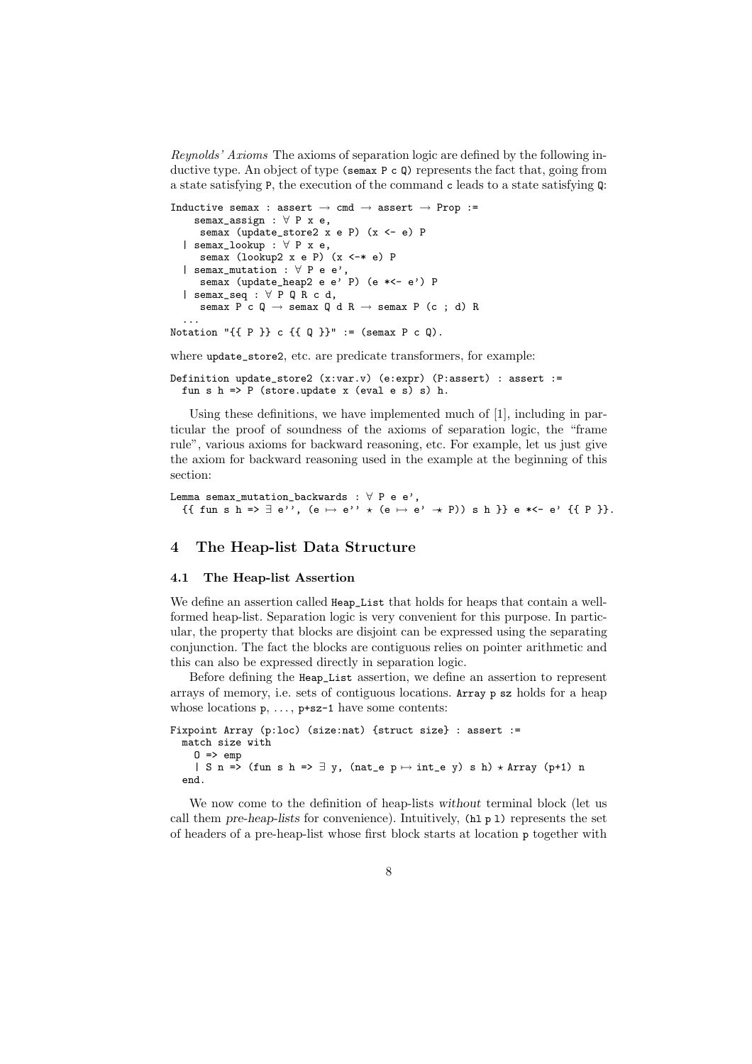*Reynolds' Axioms* The axioms of separation logic are defined by the following inductive type. An object of type (semax P c Q) represents the fact that, going from a state satisfying P, the execution of the command c leads to a state satisfying Q:

```
Inductive semax : assert → cmd → assert → Prop :=
    semax_assign : ∀ P x e,
     semax (update_store2 x e P) (x <- e) P
  | semax_lookup : ∀ P x e,
     semax (lookup2 x e P) (x <-* e) P
  | semax_mutation : ∀ P e e',
     semax (update_heap2 e e' P) (e *<- e') P
  | semax_seq : ∀ P Q R c d,
     semax P c Q → semax Q d R → semax P (c ; d) R
  ...
Notation "{{ P }} c {{ Q }}" := (semax P c Q).
```

where update_store2, etc. are predicate transformers, for example:

```
Definition update_store2 (x:var.v) (e:expr) (P:assert) : assert :=
  fun s h => P (store.update x (eval e s) s) h.
```

Using these definitions, we have implemented much of [1], including in particular the proof of soundness of the axioms of separation logic, the "frame rule", various axioms for backward reasoning, etc. For example, let us just give the axiom for backward reasoning used in the example at the beginning of this section:

```
Lemma semax_mutation_backwards : ∀ P e e',
  {{ fun s h => ∃ e'', (e ↦ e'' ⋆ (e ↦ e' -⋆ P)) s h }} e *<- e' {{ P }}.
```

## 4 The Heap-list Data Structure

### 4.1 The Heap-list Assertion

We define an assertion called Heap_List that holds for heaps that contain a well-formed heap-list. Separation logic is very convenient for this purpose. In particular, the property that blocks are disjoint can be expressed using the separating conjunction. The fact the blocks are contiguous relies on pointer arithmetic and this can also be expressed directly in separation logic.

Before defining the Heap_List assertion, we define an assertion to represent arrays of memory, i.e. sets of contiguous locations. Array p sz holds for a heap whose locations p, ..., p+sz-1 have some contents:

```
Fixpoint Array (p:loc) (size:nat) {struct size} : assert :=
  match size with
    O => emp
    | S n => (fun s h => ∃ y, (nat_e p ↦ int_e y) s h) ⋆ Array (p+1) n
  end.
```

We now come to the definition of heap-lists *without* terminal block (let us call them *pre-heap-lists* for convenience). Intuitively, (hl p l) represents the set of headers of a pre-heap-list whose first block starts at location p together with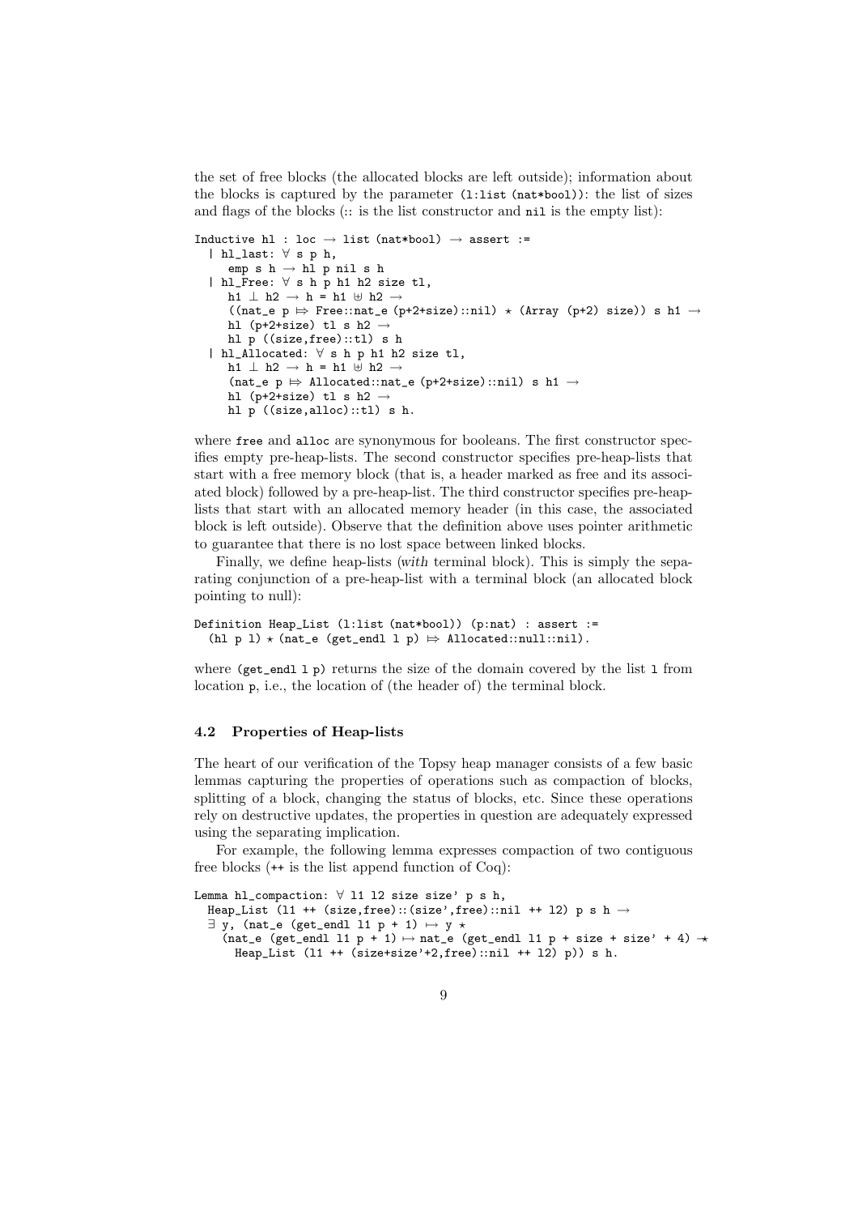the set of free blocks (the allocated blocks are left outside); information about the blocks is captured by the parameter (`l:list (nat*bool)`): the list of sizes and flags of the blocks (`::` is the list constructor and `nil` is the empty list):

```
Inductive hl : loc → list (nat*bool) → assert :=
  | hl_last: ∀ s p h,
      emp s h → hl p nil s h
  | hl_Free: ∀ s h p h1 h2 size tl,
      h1 ⊥ h2 → h = h1 ⊎ h2 →
      ((nat_e p ⇒ Free::nat_e (p+2+size)::nil) ⋆ (Array (p+2) size)) s h1 →
      hl (p+2+size) tl s h2 →
      hl p ((size,free)::tl) s h
  | hl_Allocated: ∀ s h p h1 h2 size tl,
      h1 ⊥ h2 → h = h1 ⊎ h2 →
      (nat_e p ⇒ Allocated::nat_e (p+2+size)::nil) s h1 →
      hl (p+2+size) tl s h2 →
      hl p ((size,alloc)::tl) s h.
```

where `free` and `alloc` are synonymous for booleans. The first constructor specifies empty pre-heap-lists. The second constructor specifies pre-heap-lists that start with a free memory block (that is, a header marked as free and its associated block) followed by a pre-heap-list. The third constructor specifies pre-heap-lists that start with an allocated memory header (in this case, the associated block is left outside). Observe that the definition above uses pointer arithmetic to guarantee that there is no lost space between linked blocks.

Finally, we define heap-lists (*with* terminal block). This is simply the separating conjunction of a pre-heap-list with a terminal block (an allocated block pointing to null):

```
Definition Heap_List (l:list (nat*bool)) (p:nat) : assert :=
  (hl p l) ⋆ (nat_e (get_endl l p) ⇒ Allocated::null::nil).
```

where (`get_endl l p`) returns the size of the domain covered by the list `l` from location `p`, i.e., the location of (the header of) the terminal block.

### 4.2 Properties of Heap-lists

The heart of our verification of the Topsy heap manager consists of a few basic lemmas capturing the properties of operations such as compaction of blocks, splitting of a block, changing the status of blocks, etc. Since these operations rely on destructive updates, the properties in question are adequately expressed using the separating implication.

For example, the following lemma expresses compaction of two contiguous free blocks (`++` is the list append function of Coq):

```
Lemma hl_compaction: ∀ l1 l2 size size' p s h,
  Heap_List (l1 ++ (size,free)::(size',free)::nil ++ l2) p s h →
  ∃ y, (nat_e (get_endl l1 p + 1) ↦ y ⋆
    (nat_e (get_endl l1 p + 1) ↦ nat_e (get_endl l1 p + size + size' + 4) -⋆
      Heap_List (l1 ++ (size+size'+2,free)::nil ++ l2) p)) s h.
```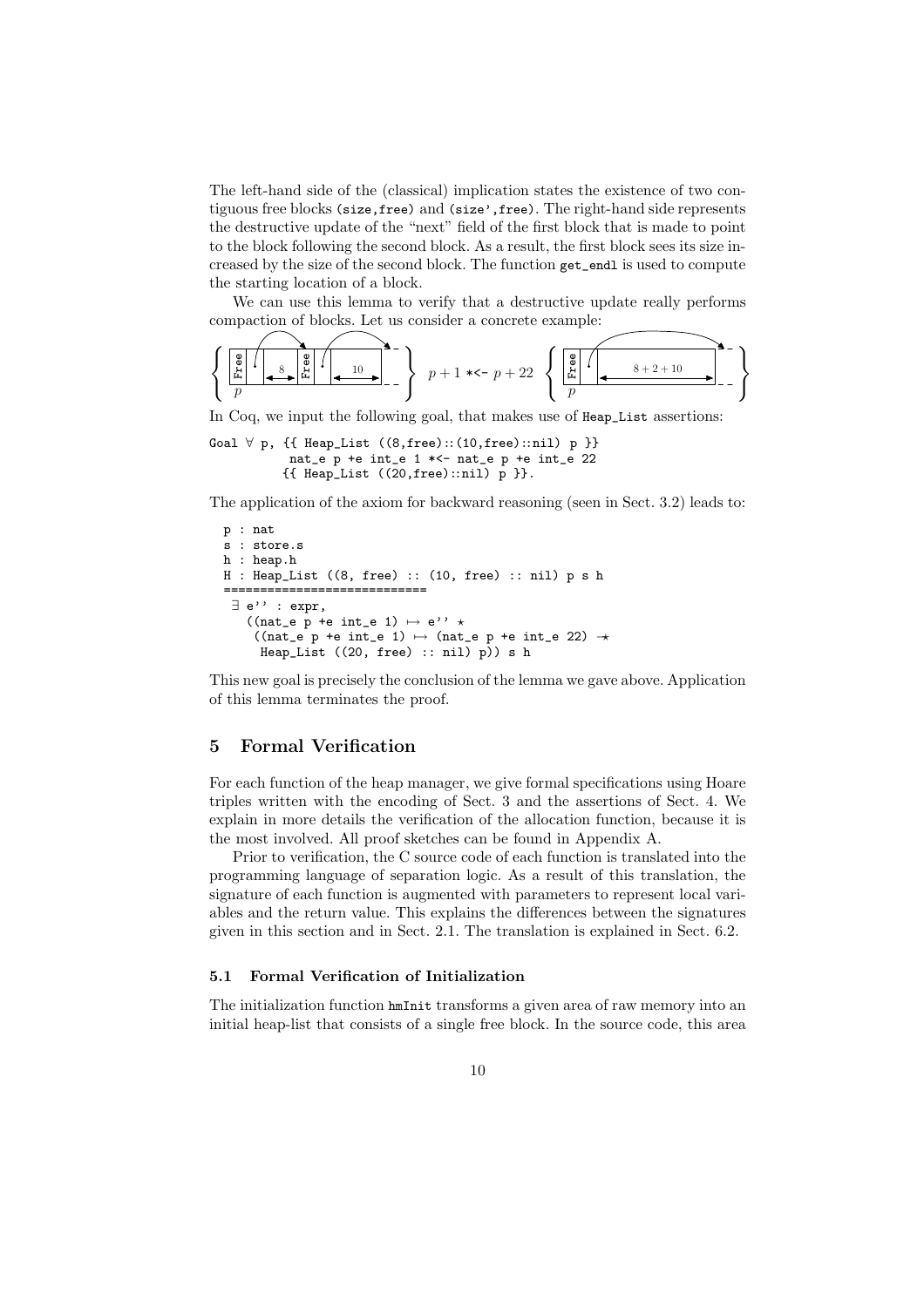The left-hand side of the (classical) implication states the existence of two contiguous free blocks (size,free) and (size',free). The right-hand side represents the destructive update of the "next" field of the first block that is made to point to the block following the second block. As a result, the first block sees its size increased by the size of the second block. The function get_endl is used to compute the starting location of a block.

We can use this lemma to verify that a destructive update really performs compaction of blocks. Let us consider a concrete example:

$$\left\{ \begin{array}{|c|c|c|c|c|c|} \hline \texttt{Free} & \cdot & 8 & \texttt{Free} & \cdot & 10 \\ \hline \end{array} \right\}_{p} \quad p+1 \text{ *<- } p+22 \quad \left\{ \begin{array}{|c|c|c|} \hline \texttt{Free} & \cdot & 8+2+10 \\ \hline \end{array} \right\}_{p}$$

In Coq, we input the following goal, that makes use of Heap_List assertions:

```
Goal ∀ p, {{ Heap_List ((8,free)::(10,free)::nil) p }}
          nat_e p +e int_e 1 *<- nat_e p +e int_e 22
         {{ Heap_List ((20,free)::nil) p }}.
```

The application of the axiom for backward reasoning (seen in Sect. 3.2) leads to:

```
p : nat
s : store.s
h : heap.h
H : Heap_List ((8, free) :: (10, free) :: nil) p s h
============================
 ∃ e'' : expr,
   ((nat_e p +e int_e 1) ↦ e'' ⋆
    ((nat_e p +e int_e 1) ↦ (nat_e p +e int_e 22) -⋆
     Heap_List ((20, free) :: nil) p)) s h
```

This new goal is precisely the conclusion of the lemma we gave above. Application of this lemma terminates the proof.

## 5 Formal Verification

For each function of the heap manager, we give formal specifications using Hoare triples written with the encoding of Sect. 3 and the assertions of Sect. 4. We explain in more details the verification of the allocation function, because it is the most involved. All proof sketches can be found in Appendix A.

Prior to verification, the C source code of each function is translated into the programming language of separation logic. As a result of this translation, the signature of each function is augmented with parameters to represent local variables and the return value. This explains the differences between the signatures given in this section and in Sect. 2.1. The translation is explained in Sect. 6.2.

### 5.1 Formal Verification of Initialization

The initialization function hmInit transforms a given area of raw memory into an initial heap-list that consists of a single free block. In the source code, this area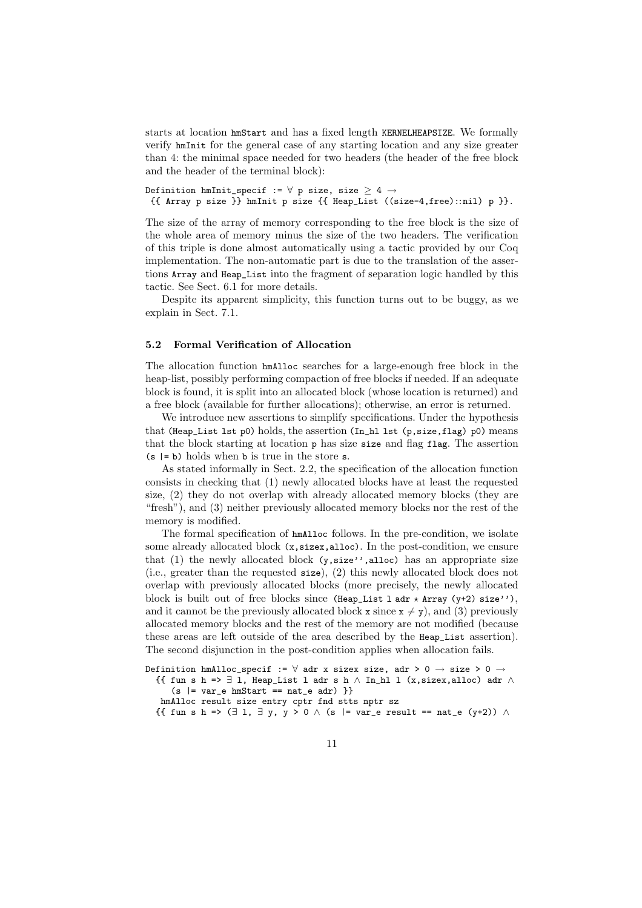starts at location hmStart and has a fixed length KERNELHEAPSIZE. We formally verify hmInit for the general case of any starting location and any size greater than 4: the minimal space needed for two headers (the header of the free block and the header of the terminal block):

```
Definition hmInit_specif := ∀ p size, size ≥ 4 →
 {{ Array p size }} hmInit p size {{ Heap_List ((size-4,free)::nil) p }}.
```

The size of the array of memory corresponding to the free block is the size of the whole area of memory minus the size of the two headers. The verification of this triple is done almost automatically using a tactic provided by our Coq implementation. The non-automatic part is due to the translation of the assertions Array and Heap_List into the fragment of separation logic handled by this tactic. See Sect. 6.1 for more details.

Despite its apparent simplicity, this function turns out to be buggy, as we explain in Sect. 7.1.

### 5.2 Formal Verification of Allocation

The allocation function hmAlloc searches for a large-enough free block in the heap-list, possibly performing compaction of free blocks if needed. If an adequate block is found, it is split into an allocated block (whose location is returned) and a free block (available for further allocations); otherwise, an error is returned.

We introduce new assertions to simplify specifications. Under the hypothesis that (Heap_List lst p0) holds, the assertion (In_hl lst (p,size,flag) p0) means that the block starting at location p has size size and flag flag. The assertion (s |= b) holds when b is true in the store s.

As stated informally in Sect. 2.2, the specification of the allocation function consists in checking that (1) newly allocated blocks have at least the requested size, (2) they do not overlap with already allocated memory blocks (they are "fresh"), and (3) neither previously allocated memory blocks nor the rest of the memory is modified.

The formal specification of hmAlloc follows. In the pre-condition, we isolate some already allocated block (x,sizex,alloc). In the post-condition, we ensure that (1) the newly allocated block (y,size'',alloc) has an appropriate size (i.e., greater than the requested size), (2) this newly allocated block does not overlap with previously allocated blocks (more precisely, the newly allocated block is built out of free blocks since (Heap_List l adr ⋆ Array (y+2) size''), and it cannot be the previously allocated block x since x ≠ y), and (3) previously allocated memory blocks and the rest of the memory are not modified (because these areas are left outside of the area described by the Heap_List assertion). The second disjunction in the post-condition applies when allocation fails.

```
Definition hmAlloc_specif := ∀ adr x sizex size, adr > 0 → size > 0 →
  {{ fun s h => ∃ l, Heap_List l adr s h ∧ In_hl l (x,sizex,alloc) adr ∧
     (s |= var_e hmStart == nat_e adr) }}
   hmAlloc result size entry cptr fnd stts nptr sz
  {{ fun s h => (∃ l, ∃ y, y > 0 ∧ (s |= var_e result == nat_e (y+2)) ∧
```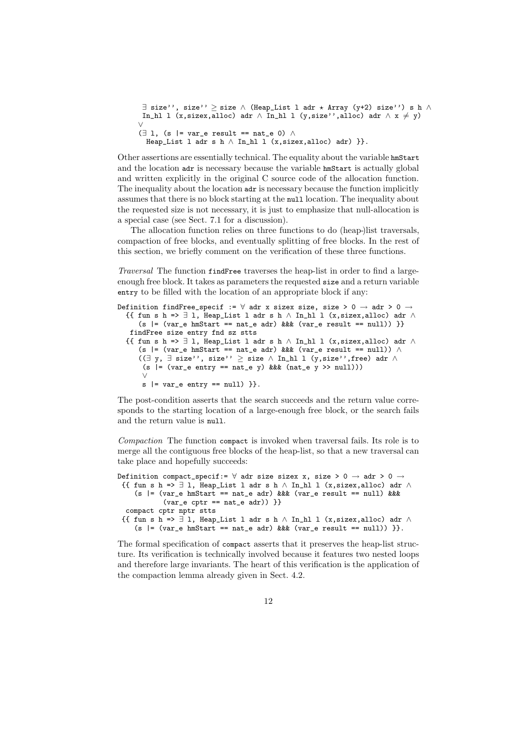```
    ∃ size'', size'' ≥ size ∧ (Heap_List l adr ⋆ Array (y+2) size'') s h ∧
    In_hl l (x,sizex,alloc) adr ∧ In_hl l (y,size'',alloc) adr ∧ x ≠ y)
   ∨
   (∃ l, (s |= var_e result == nat_e 0) ∧
     Heap_List l adr s h ∧ In_hl l (x,sizex,alloc) adr) }}.
```

Other assertions are essentially technical. The equality about the variable `hmStart` and the location `adr` is necessary because the variable `hmStart` is actually global and written explicitly in the original C source code of the allocation function. The inequality about the location `adr` is necessary because the function implicitly assumes that there is no block starting at the `null` location. The inequality about the requested size is not necessary, it is just to emphasize that null-allocation is a special case (see Sect. 7.1 for a discussion).

The allocation function relies on three functions to do (heap-)list traversals, compaction of free blocks, and eventually splitting of free blocks. In the rest of this section, we briefly comment on the verification of these three functions.

*Traversal* The function `findFree` traverses the heap-list in order to find a large-enough free block. It takes as parameters the requested `size` and a return variable `entry` to be filled with the location of an appropriate block if any:

```
Definition findFree_specif := ∀ adr x sizex size, size > 0 → adr > 0 →
  {{ fun s h => ∃ l, Heap_List l adr s h ∧ In_hl l (x,sizex,alloc) adr ∧
     (s |= (var_e hmStart == nat_e adr) &&& (var_e result == null)) }}
   findFree size entry fnd sz stts
  {{ fun s h => ∃ l, Heap_List l adr s h ∧ In_hl l (x,sizex,alloc) adr ∧
     (s |= (var_e hmStart == nat_e adr) &&& (var_e result == null)) ∧
     ((∃ y, ∃ size'', size'' ≥ size ∧ In_hl l (y,size'',free) adr ∧
      (s |= (var_e entry == nat_e y) &&& (nat_e y >> null)))
      ∨
      s |= var_e entry == null) }}.
```

The post-condition asserts that the search succeeds and the return value corresponds to the starting location of a large-enough free block, or the search fails and the return value is `null`.

*Compaction* The function `compact` is invoked when traversal fails. Its role is to merge all the contiguous free blocks of the heap-list, so that a new traversal can take place and hopefully succeeds:

```
Definition compact_specif:= ∀ adr size sizex x, size > 0 → adr > 0 →
 {{ fun s h => ∃ l, Heap_List l adr s h ∧ In_hl l (x,sizex,alloc) adr ∧
    (s |= (var_e hmStart == nat_e adr) &&& (var_e result == null) &&&
          (var_e cptr == nat_e adr)) }}
  compact cptr nptr stts
 {{ fun s h => ∃ l, Heap_List l adr s h ∧ In_hl l (x,sizex,alloc) adr ∧
    (s |= (var_e hmStart == nat_e adr) &&& (var_e result == null)) }}.
```

The formal specification of `compact` asserts that it preserves the heap-list structure. Its verification is technically involved because it features two nested loops and therefore large invariants. The heart of this verification is the application of the compaction lemma already given in Sect. 4.2.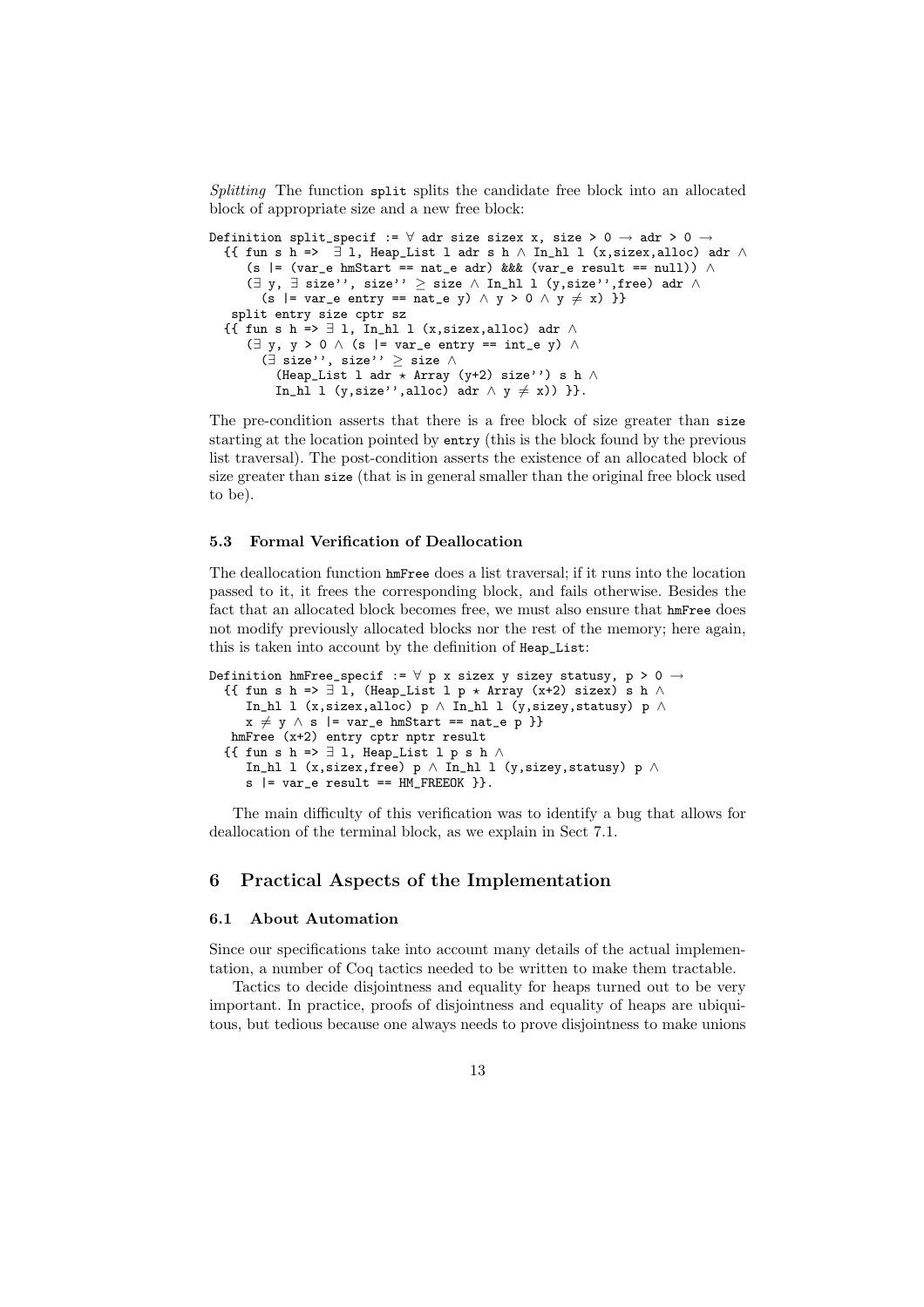*Splitting* The function `split` splits the candidate free block into an allocated block of appropriate size and a new free block:

```
Definition split_specif := ∀ adr size sizex x, size > 0 → adr > 0 →
  {{ fun s h =>  ∃ l, Heap_List l adr s h ∧ In_hl l (x,sizex,alloc) adr ∧
     (s |= (var_e hmStart == nat_e adr) &&& (var_e result == null)) ∧
     (∃ y, ∃ size'', size'' ≥ size ∧ In_hl l (y,size'',free) adr ∧
       (s |= var_e entry == nat_e y) ∧ y > 0 ∧ y ≠ x) }}
   split entry size cptr sz
  {{ fun s h => ∃ l, In_hl l (x,sizex,alloc) adr ∧
     (∃ y, y > 0 ∧ (s |= var_e entry == int_e y) ∧
       (∃ size'', size'' ≥ size ∧
         (Heap_List l adr ⋆ Array (y+2) size'') s h ∧
         In_hl l (y,size'',alloc) adr ∧ y ≠ x)) }}.
```

The pre-condition asserts that there is a free block of size greater than `size` starting at the location pointed by `entry` (this is the block found by the previous list traversal). The post-condition asserts the existence of an allocated block of size greater than `size` (that is in general smaller than the original free block used to be).

### 5.3 Formal Verification of Deallocation

The deallocation function `hmFree` does a list traversal; if it runs into the location passed to it, it frees the corresponding block, and fails otherwise. Besides the fact that an allocated block becomes free, we must also ensure that `hmFree` does not modify previously allocated blocks nor the rest of the memory; here again, this is taken into account by the definition of `Heap_List`:

```
Definition hmFree_specif := ∀ p x sizex y sizey statusy, p > 0 →
  {{ fun s h => ∃ l, (Heap_List l p ⋆ Array (x+2) sizex) s h ∧
     In_hl l (x,sizex,alloc) p ∧ In_hl l (y,sizey,statusy) p ∧
     x ≠ y ∧ s |= var_e hmStart == nat_e p }}
   hmFree (x+2) entry cptr nptr result
  {{ fun s h => ∃ l, Heap_List l p s h ∧
     In_hl l (x,sizex,free) p ∧ In_hl l (y,sizey,statusy) p ∧
     s |= var_e result == HM_FREEOK }}.
```

The main difficulty of this verification was to identify a bug that allows for deallocation of the terminal block, as we explain in Sect 7.1.

## 6 Practical Aspects of the Implementation

### 6.1 About Automation

Since our specifications take into account many details of the actual implementation, a number of Coq tactics needed to be written to make them tractable.

Tactics to decide disjointness and equality for heaps turned out to be very important. In practice, proofs of disjointness and equality of heaps are ubiquitous, but tedious because one always needs to prove disjointness to make unions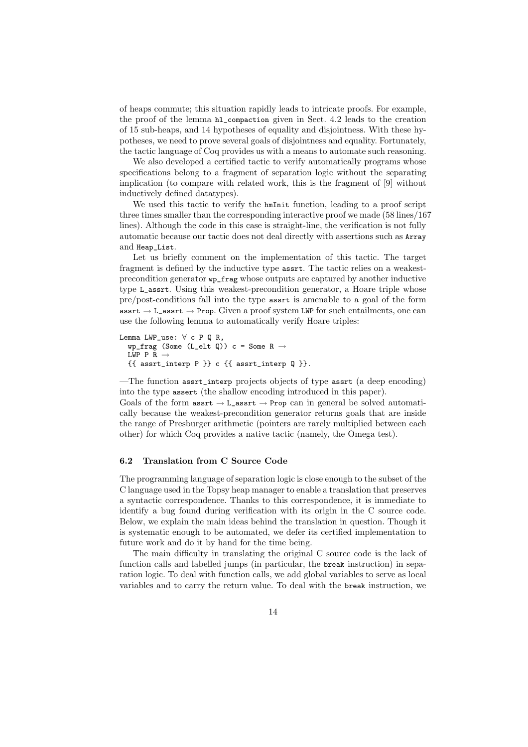of heaps commute; this situation rapidly leads to intricate proofs. For example, the proof of the lemma `hl_compaction` given in Sect. 4.2 leads to the creation of 15 sub-heaps, and 14 hypotheses of equality and disjointness. With these hypotheses, we need to prove several goals of disjointness and equality. Fortunately, the tactic language of Coq provides us with a means to automate such reasoning.

We also developed a certified tactic to verify automatically programs whose specifications belong to a fragment of separation logic without the separating implication (to compare with related work, this is the fragment of [9] without inductively defined datatypes).

We used this tactic to verify the `hmInit` function, leading to a proof script three times smaller than the corresponding interactive proof we made (58 lines/167 lines). Although the code in this case is straight-line, the verification is not fully automatic because our tactic does not deal directly with assertions such as `Array` and `Heap_List`.

Let us briefly comment on the implementation of this tactic. The target fragment is defined by the inductive type `assrt`. The tactic relies on a weakest-precondition generator `wp_frag` whose outputs are captured by another inductive type `L_assrt`. Using this weakest-precondition generator, a Hoare triple whose pre/post-conditions fall into the type `assrt` is amenable to a goal of the form `assrt` → `L_assrt` → `Prop`. Given a proof system `LWP` for such entailments, one can use the following lemma to automatically verify Hoare triples:

```
Lemma LWP_use: ∀ c P Q R,
  wp_frag (Some (L_elt Q)) c = Some R →
  LWP P R →
  {{ assrt_interp P }} c {{ assrt_interp Q }}.
```

—The function `assrt_interp` projects objects of type `assrt` (a deep encoding) into the type `assert` (the shallow encoding introduced in this paper).
Goals of the form `assrt` → `L_assrt` → `Prop` can in general be solved automatically because the weakest-precondition generator returns goals that are inside the range of Presburger arithmetic (pointers are rarely multiplied between each other) for which Coq provides a native tactic (namely, the Omega test).

### 6.2 Translation from C Source Code

The programming language of separation logic is close enough to the subset of the C language used in the Topsy heap manager to enable a translation that preserves a syntactic correspondence. Thanks to this correspondence, it is immediate to identify a bug found during verification with its origin in the C source code. Below, we explain the main ideas behind the translation in question. Though it is systematic enough to be automated, we defer its certified implementation to future work and do it by hand for the time being.

The main difficulty in translating the original C source code is the lack of function calls and labelled jumps (in particular, the `break` instruction) in separation logic. To deal with function calls, we add global variables to serve as local variables and to carry the return value. To deal with the `break` instruction, we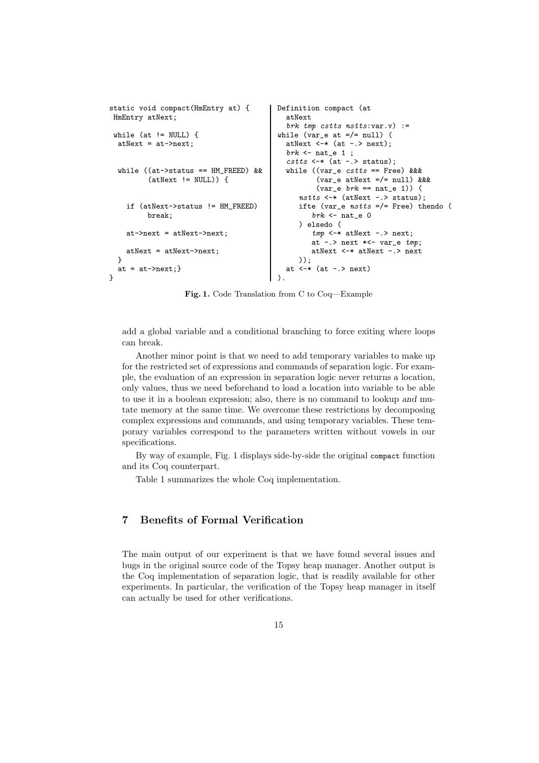```c
static void compact(HmEntry at) {
 HmEntry atNext;

 while (at != NULL) {
  atNext = at->next;


  while ((at->status == HM_FREED) &&
         (atNext != NULL)) {


    if (atNext->status != HM_FREED)
         break;

    at->next = atNext->next;

    atNext = atNext->next;
  }
  at = at->next;}
}
```

```coq
Definition compact (at
  atNext
  brk tmp cstts nstts:var.v) :=
while (var_e at =/= null) (
  atNext <-* (at -.> next);
  brk <- nat_e 1 ;
  cstts <-* (at -.> status);
  while ((var_e cstts == Free) &&&
         (var_e atNext =/= null) &&&
         (var_e brk == nat_e 1)) (
     nstts <-* (atNext -.> status);
     ifte (var_e nstts =/= Free) thendo (
        brk <- nat_e 0
     ) elsedo (
        tmp <-* atNext -.> next;
        at -.> next *<- var_e tmp;
        atNext <-* atNext -.> next
     ));
  at <-* (at -.> next)
).
```

**Fig. 1.** Code Translation from C to Coq—Example

add a global variable and a conditional branching to force exiting where loops can break.

Another minor point is that we need to add temporary variables to make up for the restricted set of expressions and commands of separation logic. For example, the evaluation of an expression in separation logic never returns a location, only values, thus we need beforehand to load a location into variable to be able to use it in a boolean expression; also, there is no command to lookup *and* mutate memory at the same time. We overcome these restrictions by decomposing complex expressions and commands, and using temporary variables. These temporary variables correspond to the parameters written without vowels in our specifications.

By way of example, Fig. 1 displays side-by-side the original `compact` function and its Coq counterpart.

Table 1 summarizes the whole Coq implementation.

## 7 Benefits of Formal Verification

The main output of our experiment is that we have found several issues and bugs in the original source code of the Topsy heap manager. Another output is the Coq implementation of separation logic, that is readily available for other experiments. In particular, the verification of the Topsy heap manager in itself can actually be used for other verifications.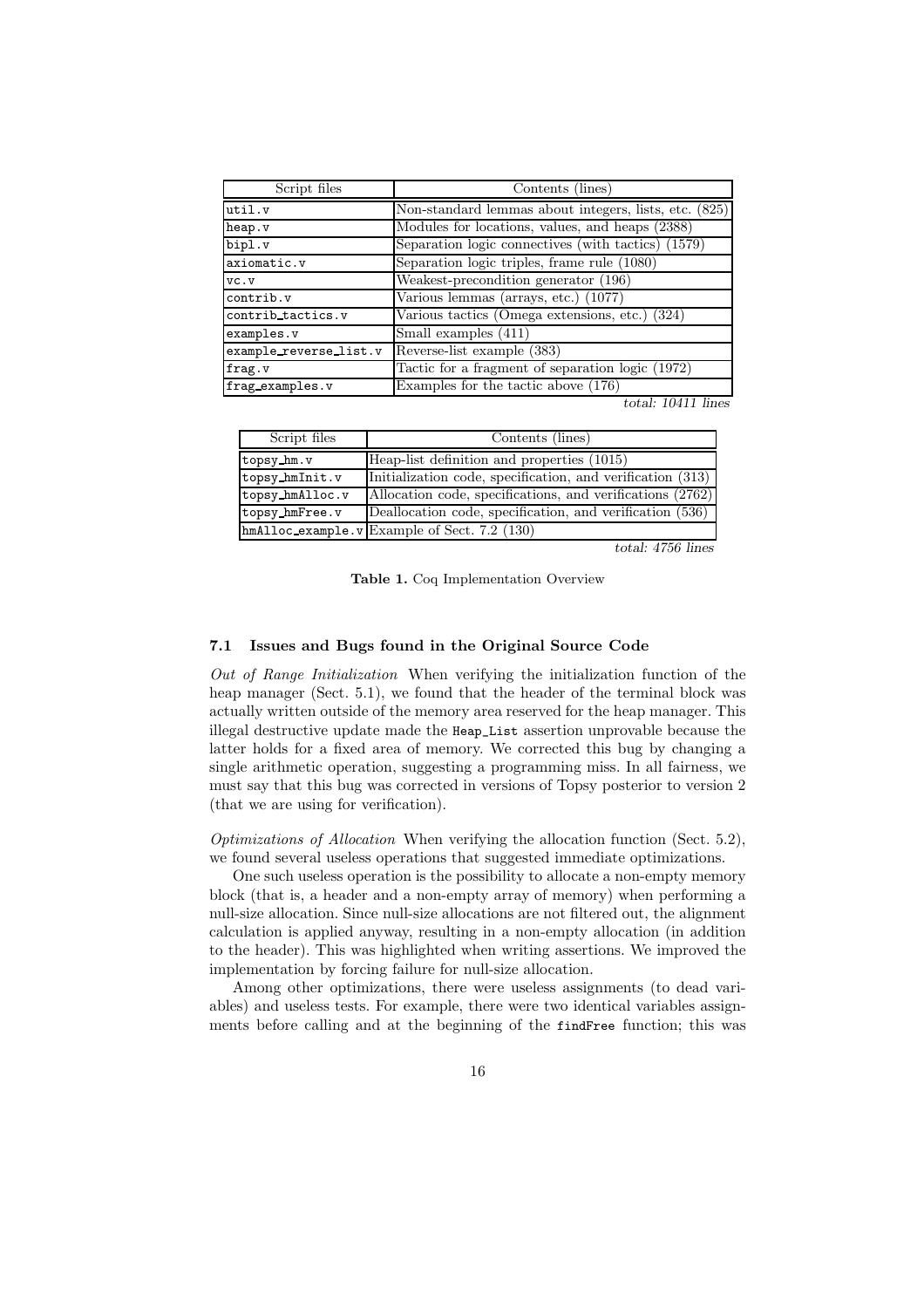| Script files | Contents (lines) |
|---|---|
| util.v | Non-standard lemmas about integers, lists, etc. (825) |
| heap.v | Modules for locations, values, and heaps (2388) |
| bipl.v | Separation logic connectives (with tactics) (1579) |
| axiomatic.v | Separation logic triples, frame rule (1080) |
| vc.v | Weakest-precondition generator (196) |
| contrib.v | Various lemmas (arrays, etc.) (1077) |
| contrib_tactics.v | Various tactics (Omega extensions, etc.) (324) |
| examples.v | Small examples (411) |
| example_reverse_list.v | Reverse-list example (383) |
| frag.v | Tactic for a fragment of separation logic (1972) |
| frag_examples.v | Examples for the tactic above (176) |
| | *total: 10411 lines* |

| Script files | Contents (lines) |
|---|---|
| topsy_hm.v | Heap-list definition and properties (1015) |
| topsy_hmInit.v | Initialization code, specification, and verification (313) |
| topsy_hmAlloc.v | Allocation code, specifications, and verifications (2762) |
| topsy_hmFree.v | Deallocation code, specification, and verification (536) |
| hmAlloc_example.v | Example of Sect. 7.2 (130) |
| | *total: 4756 lines* |

**Table 1.** Coq Implementation Overview

### 7.1 Issues and Bugs found in the Original Source Code

*Out of Range Initialization* When verifying the initialization function of the heap manager (Sect. 5.1), we found that the header of the terminal block was actually written outside of the memory area reserved for the heap manager. This illegal destructive update made the `Heap_List` assertion unprovable because the latter holds for a fixed area of memory. We corrected this bug by changing a single arithmetic operation, suggesting a programming miss. In all fairness, we must say that this bug was corrected in versions of Topsy posterior to version 2 (that we are using for verification).

*Optimizations of Allocation* When verifying the allocation function (Sect. 5.2), we found several useless operations that suggested immediate optimizations.

One such useless operation is the possibility to allocate a non-empty memory block (that is, a header and a non-empty array of memory) when performing a null-size allocation. Since null-size allocations are not filtered out, the alignment calculation is applied anyway, resulting in a non-empty allocation (in addition to the header). This was highlighted when writing assertions. We improved the implementation by forcing failure for null-size allocation.

Among other optimizations, there were useless assignments (to dead variables) and useless tests. For example, there were two identical variables assignments before calling and at the beginning of the `findFree` function; this was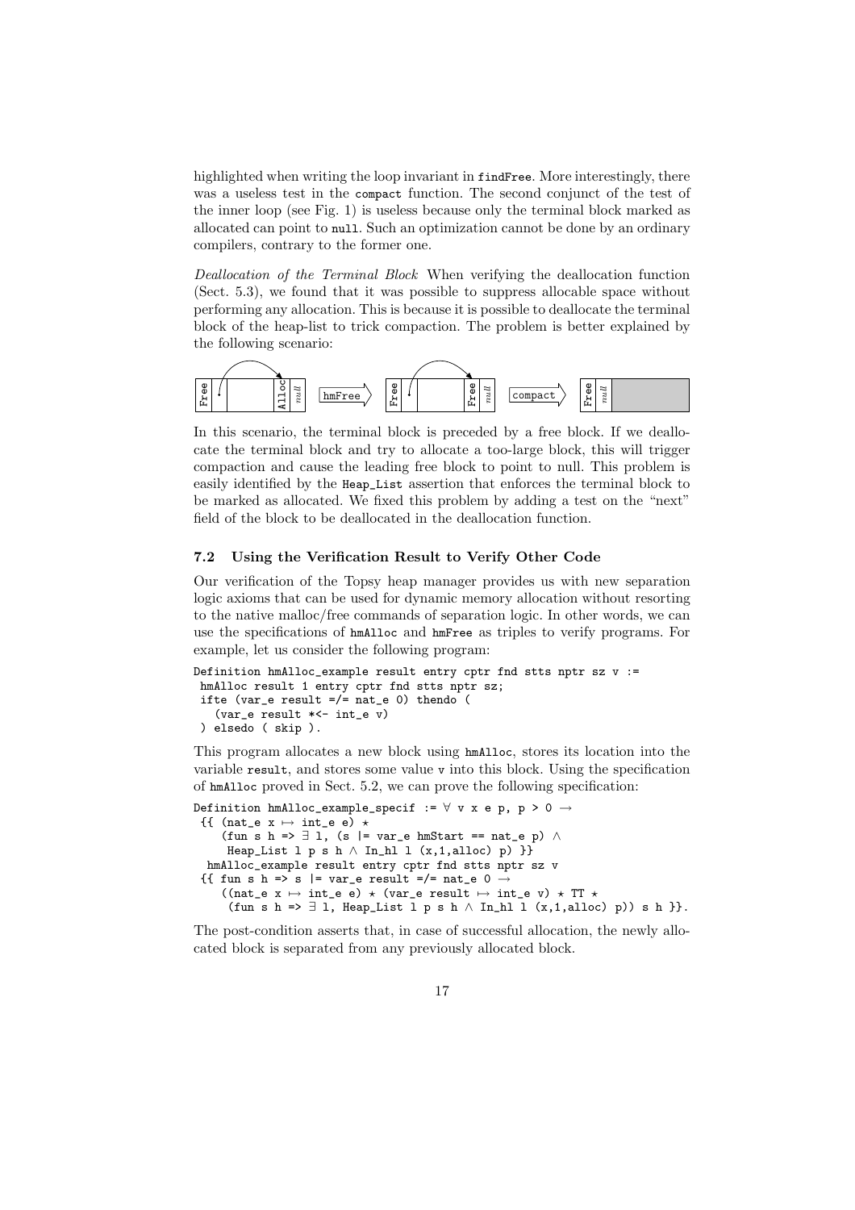highlighted when writing the loop invariant in `findFree`. More interestingly, there was a useless test in the `compact` function. The second conjunct of the test of the inner loop (see Fig. 1) is useless because only the terminal block marked as allocated can point to `null`. Such an optimization cannot be done by an ordinary compilers, contrary to the former one.

*Deallocation of the Terminal Block* When verifying the deallocation function (Sect. 5.3), we found that it was possible to suppress allocable space without performing any allocation. This is because it is possible to deallocate the terminal block of the heap-list to trick compaction. The problem is better explained by the following scenario:

In this scenario, the terminal block is preceded by a free block. If we deallocate the terminal block and try to allocate a too-large block, this will trigger compaction and cause the leading free block to point to null. This problem is easily identified by the `Heap_List` assertion that enforces the terminal block to be marked as allocated. We fixed this problem by adding a test on the "next" field of the block to be deallocated in the deallocation function.

### 7.2 Using the Verification Result to Verify Other Code

Our verification of the Topsy heap manager provides us with new separation logic axioms that can be used for dynamic memory allocation without resorting to the native malloc/free commands of separation logic. In other words, we can use the specifications of `hmAlloc` and `hmFree` as triples to verify programs. For example, let us consider the following program:

```
Definition hmAlloc_example result entry cptr fnd stts nptr sz v :=
 hmAlloc result 1 entry cptr fnd stts nptr sz;
 ifte (var_e result =/= nat_e 0) thendo (
   (var_e result *<- int_e v)
 ) elsedo ( skip ).
```

This program allocates a new block using `hmAlloc`, stores its location into the variable `result`, and stores some value `v` into this block. Using the specification of `hmAlloc` proved in Sect. 5.2, we can prove the following specification:

```
Definition hmAlloc_example_specif := ∀ v x e p, p > 0 →
 {{ (nat_e x ↦ int_e e) ⋆
    (fun s h => ∃ l, (s |= var_e hmStart == nat_e p) ∧
     Heap_List l p s h ∧ In_hl l (x,1,alloc) p) }}
  hmAlloc_example result entry cptr fnd stts nptr sz v
 {{ fun s h => s |= var_e result =/= nat_e 0 →
    ((nat_e x ↦ int_e e) ⋆ (var_e result ↦ int_e v) ⋆ TT ⋆
     (fun s h => ∃ l, Heap_List l p s h ∧ In_hl l (x,1,alloc) p)) s h }}.
```

The post-condition asserts that, in case of successful allocation, the newly allocated block is separated from any previously allocated block.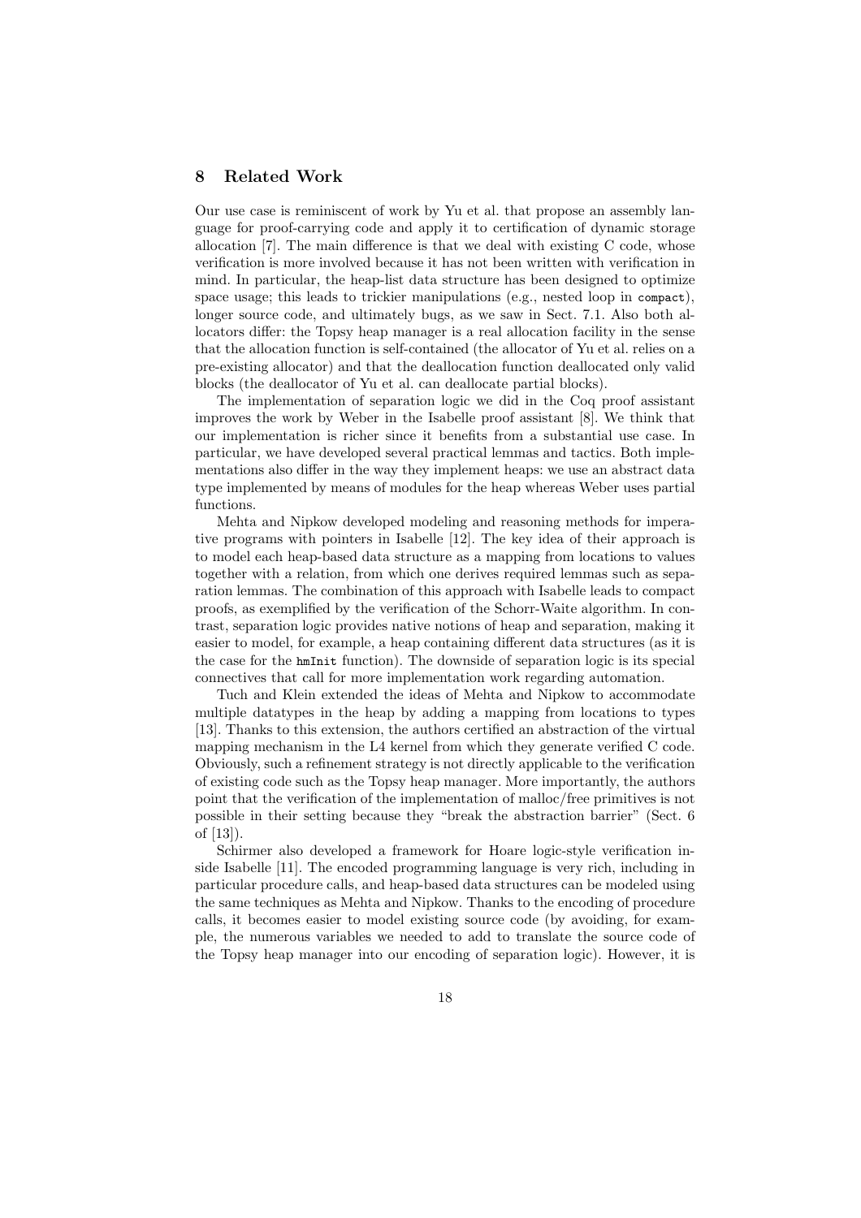## 8 Related Work

Our use case is reminiscent of work by Yu et al. that propose an assembly language for proof-carrying code and apply it to certification of dynamic storage allocation [7]. The main difference is that we deal with existing C code, whose verification is more involved because it has not been written with verification in mind. In particular, the heap-list data structure has been designed to optimize space usage; this leads to trickier manipulations (e.g., nested loop in `compact`), longer source code, and ultimately bugs, as we saw in Sect. 7.1. Also both allocators differ: the Topsy heap manager is a real allocation facility in the sense that the allocation function is self-contained (the allocator of Yu et al. relies on a pre-existing allocator) and that the deallocation function deallocated only valid blocks (the deallocator of Yu et al. can deallocate partial blocks).

The implementation of separation logic we did in the Coq proof assistant improves the work by Weber in the Isabelle proof assistant [8]. We think that our implementation is richer since it benefits from a substantial use case. In particular, we have developed several practical lemmas and tactics. Both implementations also differ in the way they implement heaps: we use an abstract data type implemented by means of modules for the heap whereas Weber uses partial functions.

Mehta and Nipkow developed modeling and reasoning methods for imperative programs with pointers in Isabelle [12]. The key idea of their approach is to model each heap-based data structure as a mapping from locations to values together with a relation, from which one derives required lemmas such as separation lemmas. The combination of this approach with Isabelle leads to compact proofs, as exemplified by the verification of the Schorr-Waite algorithm. In contrast, separation logic provides native notions of heap and separation, making it easier to model, for example, a heap containing different data structures (as it is the case for the `hmInit` function). The downside of separation logic is its special connectives that call for more implementation work regarding automation.

Tuch and Klein extended the ideas of Mehta and Nipkow to accommodate multiple datatypes in the heap by adding a mapping from locations to types [13]. Thanks to this extension, the authors certified an abstraction of the virtual mapping mechanism in the L4 kernel from which they generate verified C code. Obviously, such a refinement strategy is not directly applicable to the verification of existing code such as the Topsy heap manager. More importantly, the authors point that the verification of the implementation of malloc/free primitives is not possible in their setting because they "break the abstraction barrier" (Sect. 6 of [13]).

Schirmer also developed a framework for Hoare logic-style verification inside Isabelle [11]. The encoded programming language is very rich, including in particular procedure calls, and heap-based data structures can be modeled using the same techniques as Mehta and Nipkow. Thanks to the encoding of procedure calls, it becomes easier to model existing source code (by avoiding, for example, the numerous variables we needed to add to translate the source code of the Topsy heap manager into our encoding of separation logic). However, it is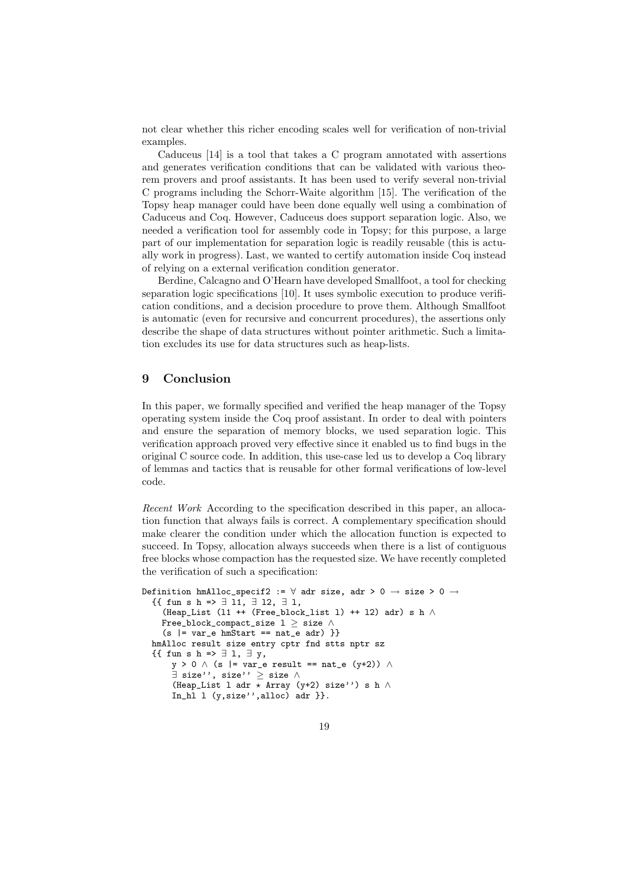not clear whether this richer encoding scales well for verification of non-trivial examples.

Caduceus [14] is a tool that takes a C program annotated with assertions and generates verification conditions that can be validated with various theorem provers and proof assistants. It has been used to verify several non-trivial C programs including the Schorr-Waite algorithm [15]. The verification of the Topsy heap manager could have been done equally well using a combination of Caduceus and Coq. However, Caduceus does support separation logic. Also, we needed a verification tool for assembly code in Topsy; for this purpose, a large part of our implementation for separation logic is readily reusable (this is actually work in progress). Last, we wanted to certify automation inside Coq instead of relying on a external verification condition generator.

Berdine, Calcagno and O'Hearn have developed Smallfoot, a tool for checking separation logic specifications [10]. It uses symbolic execution to produce verification conditions, and a decision procedure to prove them. Although Smallfoot is automatic (even for recursive and concurrent procedures), the assertions only describe the shape of data structures without pointer arithmetic. Such a limitation excludes its use for data structures such as heap-lists.

## 9 Conclusion

In this paper, we formally specified and verified the heap manager of the Topsy operating system inside the Coq proof assistant. In order to deal with pointers and ensure the separation of memory blocks, we used separation logic. This verification approach proved very effective since it enabled us to find bugs in the original C source code. In addition, this use-case led us to develop a Coq library of lemmas and tactics that is reusable for other formal verifications of low-level code.

*Recent Work* According to the specification described in this paper, an allocation function that always fails is correct. A complementary specification should make clearer the condition under which the allocation function is expected to succeed. In Topsy, allocation always succeeds when there is a list of contiguous free blocks whose compaction has the requested size. We have recently completed the verification of such a specification:

```
Definition hmAlloc_specif2 := ∀ adr size, adr > 0 → size > 0 →
  {{ fun s h => ∃ l1, ∃ l2, ∃ l,
    (Heap_List (l1 ++ (Free_block_list l) ++ l2) adr) s h ∧
    Free_block_compact_size l ≥ size ∧
    (s |= var_e hmStart == nat_e adr) }}
  hmAlloc result size entry cptr fnd stts nptr sz
  {{ fun s h => ∃ l, ∃ y,
      y > 0 ∧ (s |= var_e result == nat_e (y+2)) ∧
      ∃ size'', size'' ≥ size ∧
      (Heap_List l adr ⋆ Array (y+2) size'') s h ∧
      In_hl l (y,size'',alloc) adr }}.
```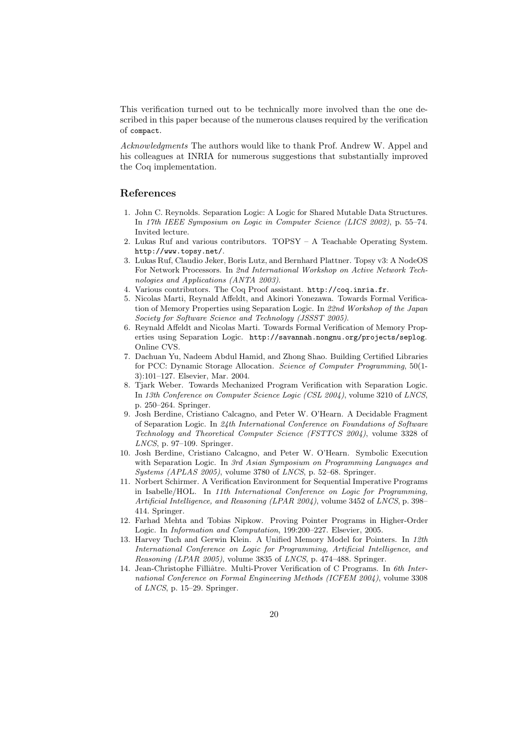This verification turned out to be technically more involved than the one described in this paper because of the numerous clauses required by the verification of `compact`.

*Acknowledgments* The authors would like to thank Prof. Andrew W. Appel and his colleagues at INRIA for numerous suggestions that substantially improved the Coq implementation.

## References

1. John C. Reynolds. Separation Logic: A Logic for Shared Mutable Data Structures. In *17th IEEE Symposium on Logic in Computer Science (LICS 2002)*, p. 55–74. Invited lecture.
2. Lukas Ruf and various contributors. TOPSY – A Teachable Operating System. `http://www.topsy.net/`.
3. Lukas Ruf, Claudio Jeker, Boris Lutz, and Bernhard Plattner. Topsy v3: A NodeOS For Network Processors. In *2nd International Workshop on Active Network Technologies and Applications (ANTA 2003)*.
4. Various contributors. The Coq Proof assistant. `http://coq.inria.fr`.
5. Nicolas Marti, Reynald Affeldt, and Akinori Yonezawa. Towards Formal Verification of Memory Properties using Separation Logic. In *22nd Workshop of the Japan Society for Software Science and Technology (JSSST 2005)*.
6. Reynald Affeldt and Nicolas Marti. Towards Formal Verification of Memory Properties using Separation Logic. `http://savannah.nongnu.org/projects/seplog`. Online CVS.
7. Dachuan Yu, Nadeem Abdul Hamid, and Zhong Shao. Building Certified Libraries for PCC: Dynamic Storage Allocation. *Science of Computer Programming*, 50(1-3):101–127. Elsevier, Mar. 2004.
8. Tjark Weber. Towards Mechanized Program Verification with Separation Logic. In *13th Conference on Computer Science Logic (CSL 2004)*, volume 3210 of *LNCS*, p. 250–264. Springer.
9. Josh Berdine, Cristiano Calcagno, and Peter W. O'Hearn. A Decidable Fragment of Separation Logic. In *24th International Conference on Foundations of Software Technology and Theoretical Computer Science (FSTTCS 2004)*, volume 3328 of *LNCS*, p. 97–109. Springer.
10. Josh Berdine, Cristiano Calcagno, and Peter W. O'Hearn. Symbolic Execution with Separation Logic. In *3rd Asian Symposium on Programming Languages and Systems (APLAS 2005)*, volume 3780 of *LNCS*, p. 52–68. Springer.
11. Norbert Schirmer. A Verification Environment for Sequential Imperative Programs in Isabelle/HOL. In *11th International Conference on Logic for Programming, Artificial Intelligence, and Reasoning (LPAR 2004)*, volume 3452 of *LNCS*, p. 398–414. Springer.
12. Farhad Mehta and Tobias Nipkow. Proving Pointer Programs in Higher-Order Logic. In *Information and Computation*, 199:200–227. Elsevier, 2005.
13. Harvey Tuch and Gerwin Klein. A Unified Memory Model for Pointers. In *12th International Conference on Logic for Programming, Artificial Intelligence, and Reasoning (LPAR 2005)*, volume 3835 of *LNCS*, p. 474–488. Springer.
14. Jean-Christophe Filliâtre. Multi-Prover Verification of C Programs. In *6th International Conference on Formal Engineering Methods (ICFEM 2004)*, volume 3308 of *LNCS*, p. 15–29. Springer.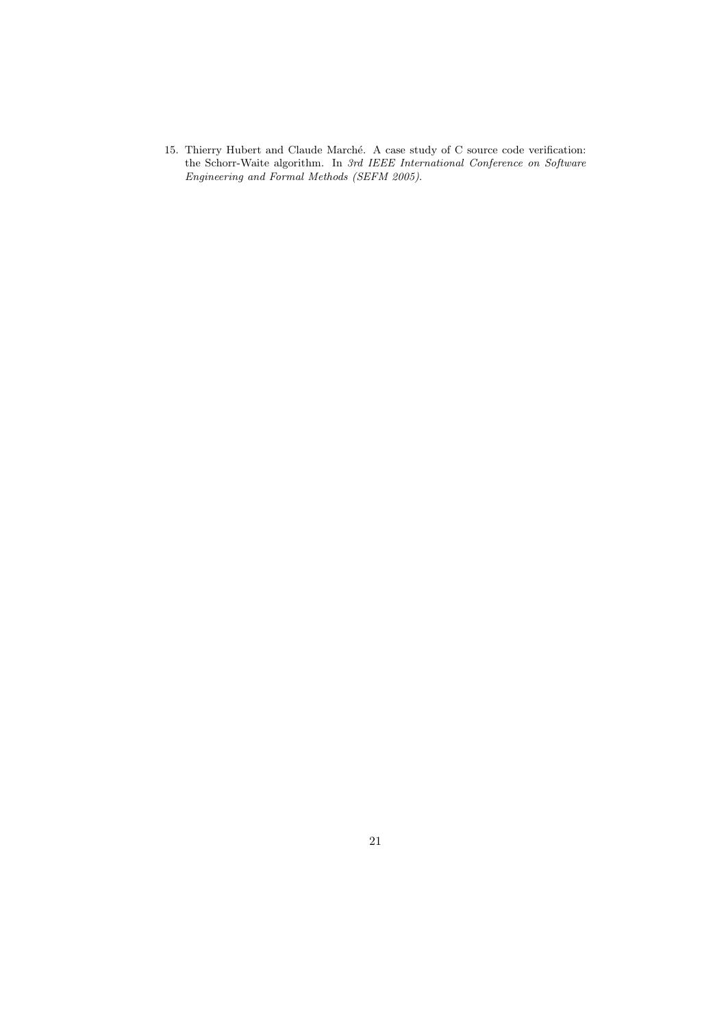15. Thierry Hubert and Claude Marché. A case study of C source code verification: the Schorr-Waite algorithm. In *3rd IEEE International Conference on Software Engineering and Formal Methods (SEFM 2005).*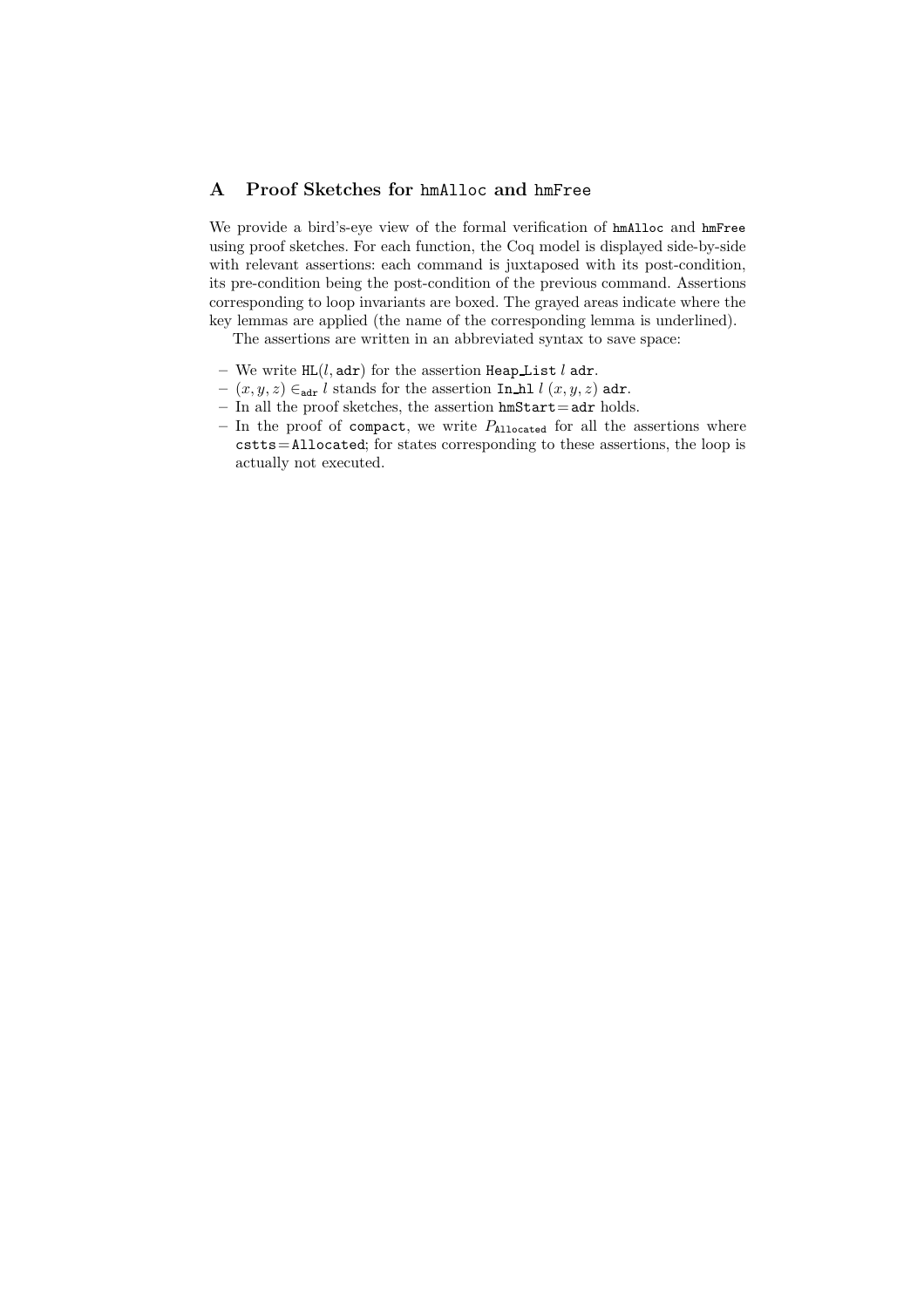## A Proof Sketches for `hmAlloc` and `hmFree`

We provide a bird's-eye view of the formal verification of `hmAlloc` and `hmFree` using proof sketches. For each function, the Coq model is displayed side-by-side with relevant assertions: each command is juxtaposed with its post-condition, its pre-condition being the post-condition of the previous command. Assertions corresponding to loop invariants are boxed. The grayed areas indicate where the key lemmas are applied (the name of the corresponding lemma is underlined).

The assertions are written in an abbreviated syntax to save space:

- We write $\texttt{HL}(l, \texttt{adr})$ for the assertion `Heap_List` $l$ `adr`.
- $(x, y, z) \in_{\texttt{adr}} l$ stands for the assertion `In_hl` $l$ $(x, y, z)$ `adr`.
- In all the proof sketches, the assertion `hmStart` $=$ `adr` holds.
- In the proof of `compact`, we write $P_{\texttt{Allocated}}$ for all the assertions where `cstts` $=$ `Allocated`; for states corresponding to these assertions, the loop is actually not executed.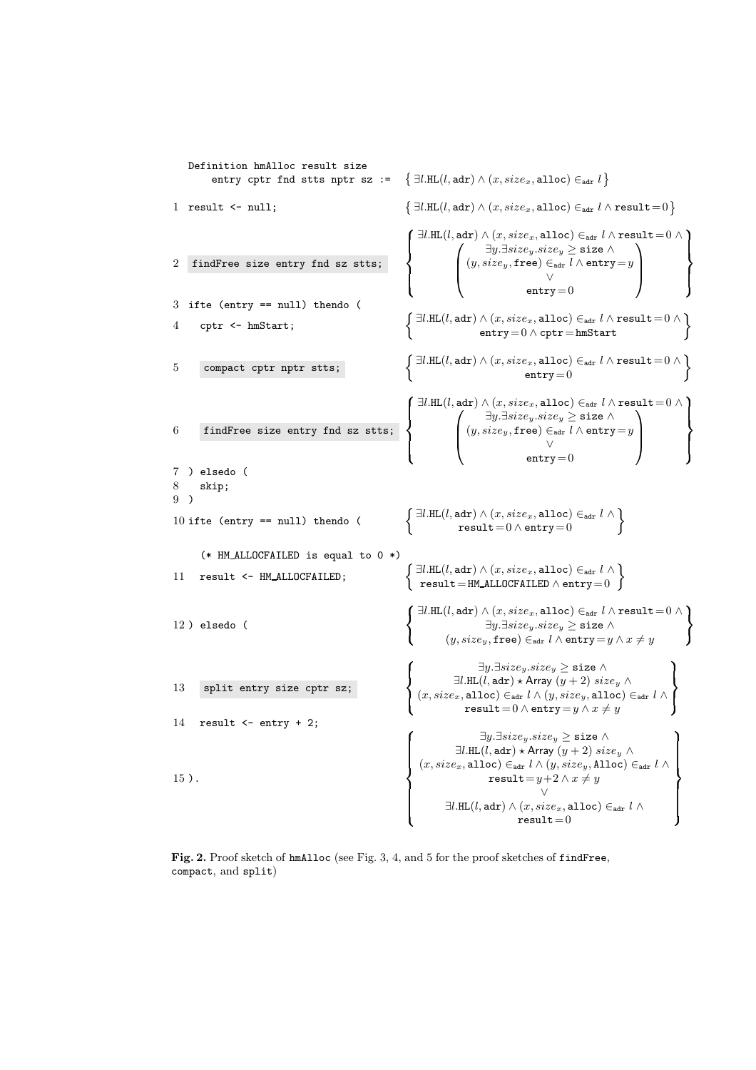```
   Definition hmAlloc result size
       entry cptr fnd stts nptr sz :=
1  result <- null;
2  findFree size entry fnd sz stts;
3  ifte (entry == null) thendo (
4    cptr <- hmStart;
5    compact cptr nptr stts;
6    findFree size entry fnd sz stts;
7  ) elsedo (
8    skip;
9  )
10 ifte (entry == null) thendo (
     (* HM_ALLOCFAILED is equal to 0 *)
11   result <- HM_ALLOCFAILED;
12 ) elsedo (
13   split entry size cptr sz;
14   result <- entry + 2;
15 ).
```

Assertions (in order, alongside the code):

- Precondition (Definition): $\left\{ \exists l.\mathtt{HL}(l, \mathtt{adr}) \wedge (x, size_x, \mathtt{alloc}) \in_{\mathtt{adr}} l \right\}$

- After line 1: $\left\{ \exists l.\mathtt{HL}(l, \mathtt{adr}) \wedge (x, size_x, \mathtt{alloc}) \in_{\mathtt{adr}} l \wedge \mathtt{result} = 0 \right\}$

- After line 2:
$$\left\{ \begin{array}{c} \exists l.\mathtt{HL}(l, \mathtt{adr}) \wedge (x, size_x, \mathtt{alloc}) \in_{\mathtt{adr}} l \wedge \mathtt{result} = 0 \wedge \\ \left( \begin{array}{c} \exists y. \exists size_y. size_y \geq \mathtt{size} \wedge \\ (y, size_y, \mathtt{free}) \in_{\mathtt{adr}} l \wedge \mathtt{entry} = y \\ \vee \\ \mathtt{entry} = 0 \end{array} \right) \end{array} \right\}$$

- After line 4:
$$\left\{ \begin{array}{c} \exists l.\mathtt{HL}(l, \mathtt{adr}) \wedge (x, size_x, \mathtt{alloc}) \in_{\mathtt{adr}} l \wedge \mathtt{result} = 0 \wedge \\ \mathtt{entry} = 0 \wedge \mathtt{cptr} = \mathtt{hmStart} \end{array} \right\}$$

- After line 5:
$$\left\{ \begin{array}{c} \exists l.\mathtt{HL}(l, \mathtt{adr}) \wedge (x, size_x, \mathtt{alloc}) \in_{\mathtt{adr}} l \wedge \mathtt{result} = 0 \wedge \\ \mathtt{entry} = 0 \end{array} \right\}$$

- After line 6:
$$\left\{ \begin{array}{c} \exists l.\mathtt{HL}(l, \mathtt{adr}) \wedge (x, size_x, \mathtt{alloc}) \in_{\mathtt{adr}} l \wedge \mathtt{result} = 0 \wedge \\ \left( \begin{array}{c} \exists y. \exists size_y. size_y \geq \mathtt{size} \wedge \\ (y, size_y, \mathtt{free}) \in_{\mathtt{adr}} l \wedge \mathtt{entry} = y \\ \vee \\ \mathtt{entry} = 0 \end{array} \right) \end{array} \right\}$$

- At line 10:
$$\left\{ \begin{array}{c} \exists l.\mathtt{HL}(l, \mathtt{adr}) \wedge (x, size_x, \mathtt{alloc}) \in_{\mathtt{adr}} l \wedge \\ \mathtt{result} = 0 \wedge \mathtt{entry} = 0 \end{array} \right\}$$

- After line 11:
$$\left\{ \begin{array}{c} \exists l.\mathtt{HL}(l, \mathtt{adr}) \wedge (x, size_x, \mathtt{alloc}) \in_{\mathtt{adr}} l \wedge \\ \mathtt{result} = \mathtt{HM\_ALLOCFAILED} \wedge \mathtt{entry} = 0 \end{array} \right\}$$

- At line 12:
$$\left\{ \begin{array}{c} \exists l.\mathtt{HL}(l, \mathtt{adr}) \wedge (x, size_x, \mathtt{alloc}) \in_{\mathtt{adr}} l \wedge \mathtt{result} = 0 \wedge \\ \exists y. \exists size_y. size_y \geq \mathtt{size} \wedge \\ (y, size_y, \mathtt{free}) \in_{\mathtt{adr}} l \wedge \mathtt{entry} = y \wedge x \neq y \end{array} \right\}$$

- After line 13:
$$\left\{ \begin{array}{c} \exists y. \exists size_y. size_y \geq \mathtt{size} \wedge \\ \exists l.\mathtt{HL}(l, \mathtt{adr}) \star \mathsf{Array}\ (y+2)\ size_y \wedge \\ (x, size_x, \mathtt{alloc}) \in_{\mathtt{adr}} l \wedge (y, size_y, \mathtt{alloc}) \in_{\mathtt{adr}} l \wedge \\ \mathtt{result} = 0 \wedge \mathtt{entry} = y \wedge x \neq y \end{array} \right\}$$

- At line 15:
$$\left\{ \begin{array}{c} \exists y. \exists size_y. size_y \geq \mathtt{size} \wedge \\ \exists l.\mathtt{HL}(l, \mathtt{adr}) \star \mathsf{Array}\ (y+2)\ size_y \wedge \\ (x, size_x, \mathtt{alloc}) \in_{\mathtt{adr}} l \wedge (y, size_y, \mathtt{Alloc}) \in_{\mathtt{adr}} l \wedge \\ \mathtt{result} = y+2 \wedge x \neq y \\ \vee \\ \exists l.\mathtt{HL}(l, \mathtt{adr}) \wedge (x, size_x, \mathtt{alloc}) \in_{\mathtt{adr}} l \wedge \\ \mathtt{result} = 0 \end{array} \right\}$$

**Fig. 2.** Proof sketch of `hmAlloc` (see Fig. 3, 4, and 5 for the proof sketches of `findFree`, `compact`, and `split`)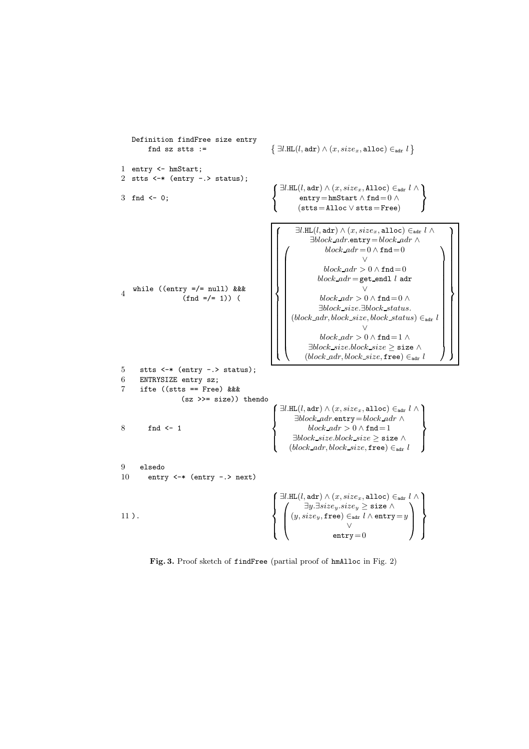```
Definition findFree size entry
    fnd sz stts :=
```

$$\left\{ \exists l.\mathtt{HL}(l, \mathtt{adr}) \wedge (x, size_x, \mathtt{alloc}) \in_{\mathtt{adr}} l \right\}$$

```
1  entry <- hmStart;
2  stts <-* (entry -.> status);
3  fnd <- 0;
```

$$\left\{ \begin{array}{c} \exists l.\mathtt{HL}(l, \mathtt{adr}) \wedge (x, size_x, \mathtt{Alloc}) \in_{\mathtt{adr}} l \wedge \\ \mathtt{entry} = \mathtt{hmStart} \wedge \mathtt{fnd} = 0 \wedge \\ (\mathtt{stts} = \mathtt{Alloc} \vee \mathtt{stts} = \mathtt{Free}) \end{array} \right\}$$

```
4  while ((entry =/= null) &&&
            (fnd =/= 1)) (
```

$$\left\{ \begin{array}{c} \exists l.\mathtt{HL}(l, \mathtt{adr}) \wedge (x, size_x, \mathtt{alloc}) \in_{\mathtt{adr}} l \wedge \\ \exists block\_adr.\mathtt{entry} = block\_adr \wedge \\ \left( \begin{array}{c} block\_adr = 0 \wedge \mathtt{fnd} = 0 \\ \vee \\ block\_adr > 0 \wedge \mathtt{fnd} = 0 \\ block\_adr = \mathtt{get\_endl}\ l\ \mathtt{adr} \\ \vee \\ block\_adr > 0 \wedge \mathtt{fnd} = 0 \wedge \\ \exists block\_size.\exists block\_status. \\ (block\_adr, block\_size, block\_status) \in_{\mathtt{adr}} l \\ \vee \\ block\_adr > 0 \wedge \mathtt{fnd} = 1 \wedge \\ \exists block\_size.block\_size \geq \mathtt{size} \wedge \\ (block\_adr, block\_size, \mathtt{free}) \in_{\mathtt{adr}} l \end{array} \right) \end{array} \right\}$$

```
5    stts <-* (entry -.> status);
6    ENTRYSIZE entry sz;
7    ifte ((stts == Free) &&&
              (sz >>= size)) thendo
8      fnd <- 1
```

$$\left\{ \begin{array}{c} \exists l.\mathtt{HL}(l, \mathtt{adr}) \wedge (x, size_x, \mathtt{alloc}) \in_{\mathtt{adr}} l \wedge \\ \exists block\_adr.\mathtt{entry} = block\_adr \wedge \\ block\_adr > 0 \wedge \mathtt{fnd} = 1 \\ \exists block\_size.block\_size \geq \mathtt{size} \wedge \\ (block\_adr, block\_size, \mathtt{free}) \in_{\mathtt{adr}} l \end{array} \right\}$$

```
9    elsedo
10     entry <-* (entry -.> next)
11 ).
```

$$\left\{ \begin{array}{c} \exists l.\mathtt{HL}(l, \mathtt{adr}) \wedge (x, size_x, \mathtt{alloc}) \in_{\mathtt{adr}} l \wedge \\ \left( \begin{array}{c} \exists y.\exists size_y.size_y \geq \mathtt{size} \wedge \\ (y, size_y, \mathtt{free}) \in_{\mathtt{adr}} l \wedge \mathtt{entry} = y \\ \vee \\ \mathtt{entry} = 0 \end{array} \right) \end{array} \right\}$$

**Fig. 3.** Proof sketch of findFree (partial proof of hmAlloc in Fig. 2)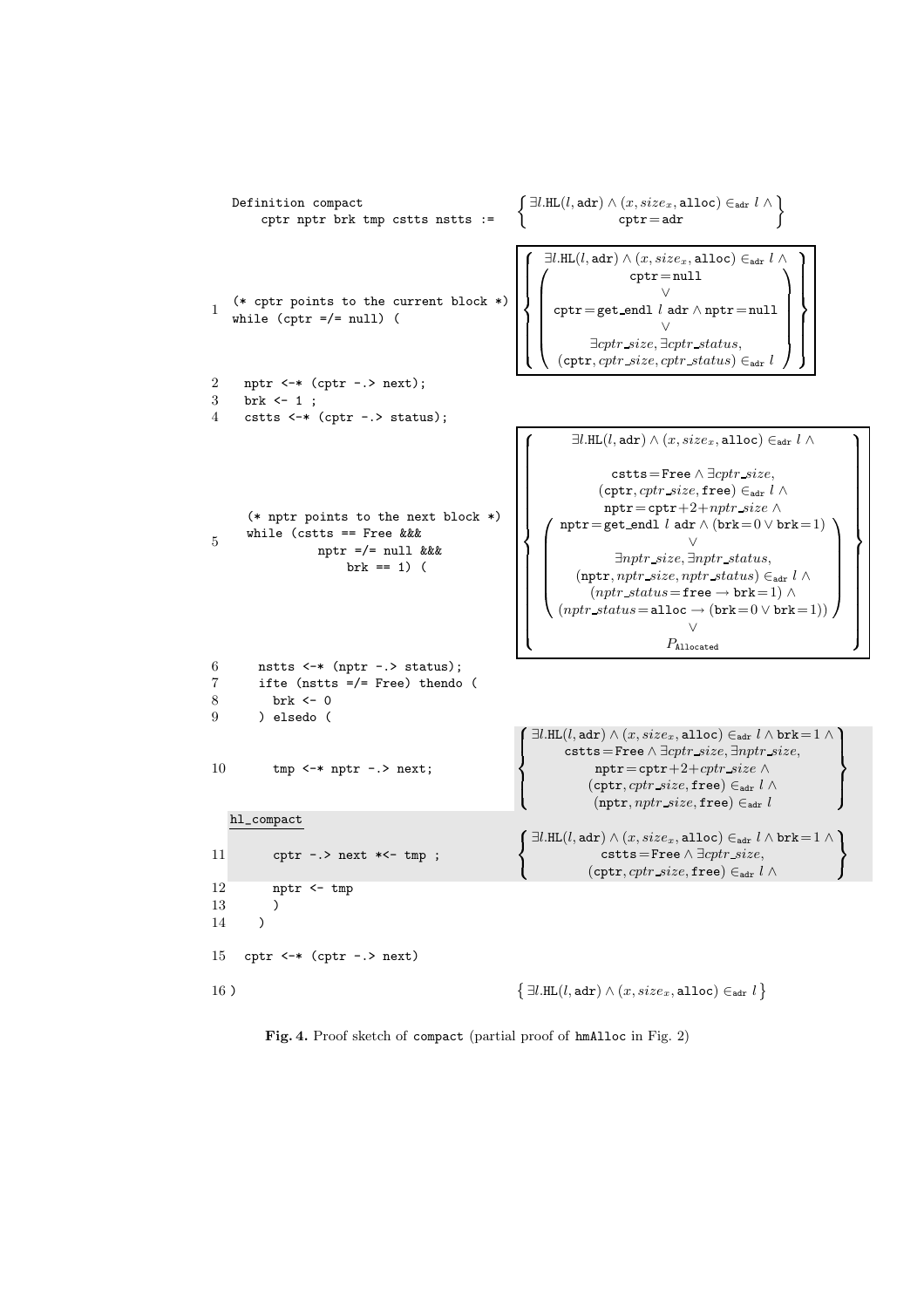```
   Definition compact
       cptr nptr brk tmp cstts nstts :=

1  (* cptr points to the current block *)
   while (cptr =/= null) (

2    nptr <-* (cptr -.> next);
3    brk <- 1 ;
4    cstts <-* (cptr -.> status);

     (* nptr points to the next block *)
5    while (cstts == Free &&&
              nptr =/= null &&&
                 brk == 1) (

6      nstts <-* (nptr -.> status);
7      ifte (nstts =/= Free) thendo (
8        brk <- 0
9      ) elsedo (

10       tmp <-* nptr -.> next;

   hl_compact
11       cptr -.> next *<- tmp ;

12       nptr <- tmp
13       )
14     )

15   cptr <-* (cptr -.> next)

16 )
```

Assertions (in order, right-hand column):

Precondition of compact:

$$\left\{ \begin{array}{c} \exists l.\mathtt{HL}(l, \mathtt{adr}) \wedge (x, size_x, \mathtt{alloc}) \in_{\mathtt{adr}} l \wedge \\ \mathtt{cptr} = \mathtt{adr} \end{array} \right\}$$

Loop invariant at line 1 (boxed):

$$\left\{ \begin{array}{c} \exists l.\mathtt{HL}(l, \mathtt{adr}) \wedge (x, size_x, \mathtt{alloc}) \in_{\mathtt{adr}} l \wedge \\ \left( \begin{array}{c} \mathtt{cptr} = \mathtt{null} \\ \vee \\ \mathtt{cptr} = \mathtt{get\_endl}\ l\ \mathtt{adr} \wedge \mathtt{nptr} = \mathtt{null} \\ \vee \\ \exists cptr\_size, \exists cptr\_status, \\ (\mathtt{cptr}, cptr\_size, cptr\_status) \in_{\mathtt{adr}} l \end{array} \right) \end{array} \right\}$$

Loop invariant at line 5 (boxed):

$$\left\{ \begin{array}{c} \exists l.\mathtt{HL}(l, \mathtt{adr}) \wedge (x, size_x, \mathtt{alloc}) \in_{\mathtt{adr}} l \wedge \\ \\ \mathtt{cstts} = \mathtt{Free} \wedge \exists cptr\_size, \\ (\mathtt{cptr}, cptr\_size, \mathtt{free}) \in_{\mathtt{adr}} l \wedge \\ \mathtt{nptr} = \mathtt{cptr} + 2 + nptr\_size \wedge \\ \left( \begin{array}{c} \mathtt{nptr} = \mathtt{get\_endl}\ l\ \mathtt{adr} \wedge (\mathtt{brk} = 0 \vee \mathtt{brk} = 1) \\ \vee \\ \exists nptr\_size, \exists nptr\_status, \\ (\mathtt{nptr}, nptr\_size, nptr\_status) \in_{\mathtt{adr}} l \wedge \\ (nptr\_status = \mathtt{free} \rightarrow \mathtt{brk} = 1) \wedge \\ (nptr\_status = \mathtt{alloc} \rightarrow (\mathtt{brk} = 0 \vee \mathtt{brk} = 1)) \end{array} \right) \\ \vee \\ P_{\mathtt{Allocated}} \end{array} \right\}$$

Assertion at line 10:

$$\left\{ \begin{array}{c} \exists l.\mathtt{HL}(l, \mathtt{adr}) \wedge (x, size_x, \mathtt{alloc}) \in_{\mathtt{adr}} l \wedge \mathtt{brk} = 1 \wedge \\ \mathtt{cstts} = \mathtt{Free} \wedge \exists cptr\_size, \exists nptr\_size, \\ \mathtt{nptr} = \mathtt{cptr} + 2 + cptr\_size \wedge \\ (\mathtt{cptr}, cptr\_size, \mathtt{free}) \in_{\mathtt{adr}} l \wedge \\ (\mathtt{nptr}, nptr\_size, \mathtt{free}) \in_{\mathtt{adr}} l \end{array} \right\}$$

Assertion at line 11:

$$\left\{ \begin{array}{c} \exists l.\mathtt{HL}(l, \mathtt{adr}) \wedge (x, size_x, \mathtt{alloc}) \in_{\mathtt{adr}} l \wedge \mathtt{brk} = 1 \wedge \\ \mathtt{cstts} = \mathtt{Free} \wedge \exists cptr\_size, \\ (\mathtt{cptr}, cptr\_size, \mathtt{free}) \in_{\mathtt{adr}} l \wedge \end{array} \right\}$$

Postcondition (line 16):

$$\left\{ \exists l.\mathtt{HL}(l, \mathtt{adr}) \wedge (x, size_x, \mathtt{alloc}) \in_{\mathtt{adr}} l \right\}$$

**Fig. 4.** Proof sketch of compact (partial proof of hmAlloc in Fig. 2)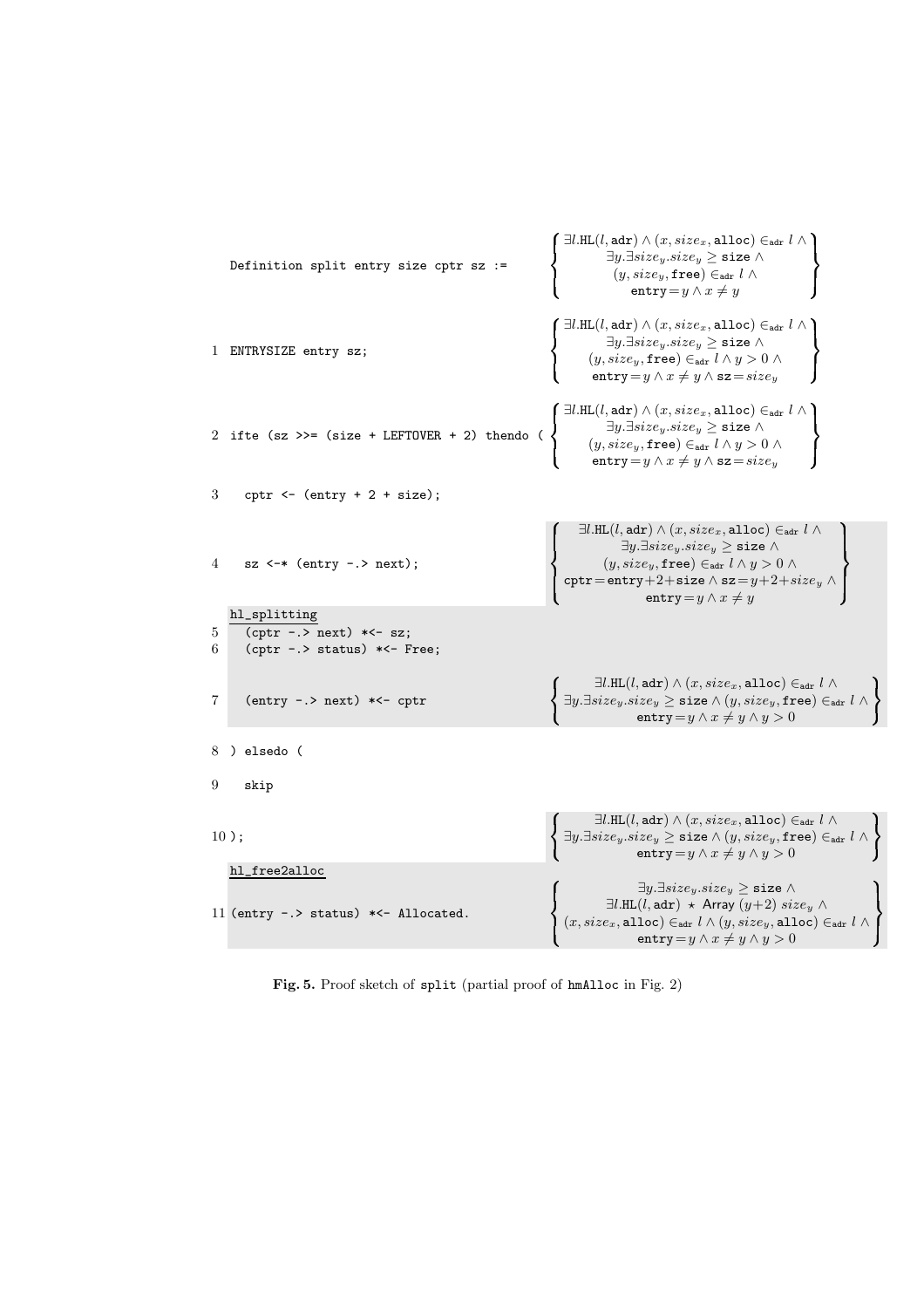```
Definition split entry size cptr sz :=
```

$$\left\{\begin{array}{c}\exists l.\mathtt{HL}(l,\mathtt{adr}) \wedge (x, size_x, \mathtt{alloc}) \in_{\mathtt{adr}} l \wedge \\ \exists y.\exists size_y.size_y \geq \mathtt{size} \wedge \\ (y, size_y, \mathtt{free}) \in_{\mathtt{adr}} l \wedge \\ \mathtt{entry} = y \wedge x \neq y\end{array}\right\}$$

```
1  ENTRYSIZE entry sz;
```

$$\left\{\begin{array}{c}\exists l.\mathtt{HL}(l,\mathtt{adr}) \wedge (x, size_x, \mathtt{alloc}) \in_{\mathtt{adr}} l \wedge \\ \exists y.\exists size_y.size_y \geq \mathtt{size} \wedge \\ (y, size_y, \mathtt{free}) \in_{\mathtt{adr}} l \wedge y > 0 \wedge \\ \mathtt{entry} = y \wedge x \neq y \wedge \mathtt{sz} = size_y\end{array}\right\}$$

```
2  ifte (sz >>= (size + LEFTOVER + 2) thendo (
```

$$\left\{\begin{array}{c}\exists l.\mathtt{HL}(l,\mathtt{adr}) \wedge (x, size_x, \mathtt{alloc}) \in_{\mathtt{adr}} l \wedge \\ \exists y.\exists size_y.size_y \geq \mathtt{size} \wedge \\ (y, size_y, \mathtt{free}) \in_{\mathtt{adr}} l \wedge y > 0 \wedge \\ \mathtt{entry} = y \wedge x \neq y \wedge \mathtt{sz} = size_y\end{array}\right\}$$

```
3    cptr <- (entry + 2 + size);

4    sz <-* (entry -.> next);
```

$$\left\{\begin{array}{c}\exists l.\mathtt{HL}(l,\mathtt{adr}) \wedge (x, size_x, \mathtt{alloc}) \in_{\mathtt{adr}} l \wedge \\ \exists y.\exists size_y.size_y \geq \mathtt{size} \wedge \\ (y, size_y, \mathtt{free}) \in_{\mathtt{adr}} l \wedge y > 0 \wedge \\ \mathtt{cptr} = \mathtt{entry}+2+\mathtt{size} \wedge \mathtt{sz} = y+2+size_y \wedge \\ \mathtt{entry} = y \wedge x \neq y\end{array}\right\}$$

hl_splitting

```
5    (cptr -.> next) *<- sz;
6    (cptr -.> status) *<- Free;

7    (entry -.> next) *<- cptr
```

$$\left\{\begin{array}{c}\exists l.\mathtt{HL}(l,\mathtt{adr}) \wedge (x, size_x, \mathtt{alloc}) \in_{\mathtt{adr}} l \wedge \\ \exists y.\exists size_y.size_y \geq \mathtt{size} \wedge (y, size_y, \mathtt{free}) \in_{\mathtt{adr}} l \wedge \\ \mathtt{entry} = y \wedge x \neq y \wedge y > 0\end{array}\right\}$$

```
8  ) elsedo (

9    skip

10 );
```

$$\left\{\begin{array}{c}\exists l.\mathtt{HL}(l,\mathtt{adr}) \wedge (x, size_x, \mathtt{alloc}) \in_{\mathtt{adr}} l \wedge \\ \exists y.\exists size_y.size_y \geq \mathtt{size} \wedge (y, size_y, \mathtt{free}) \in_{\mathtt{adr}} l \wedge \\ \mathtt{entry} = y \wedge x \neq y \wedge y > 0\end{array}\right\}$$

hl_free2alloc

```
11 (entry -.> status) *<- Allocated.
```

$$\left\{\begin{array}{c}\exists y.\exists size_y.size_y \geq \mathtt{size} \wedge \\ \exists l.\mathtt{HL}(l,\mathtt{adr}) \star \mathsf{Array}\ (y+2)\ size_y \wedge \\ (x, size_x, \mathtt{alloc}) \in_{\mathtt{adr}} l \wedge (y, size_y, \mathtt{alloc}) \in_{\mathtt{adr}} l \wedge \\ \mathtt{entry} = y \wedge x \neq y \wedge y > 0\end{array}\right\}$$

**Fig. 5.** Proof sketch of split (partial proof of hmAlloc in Fig. 2)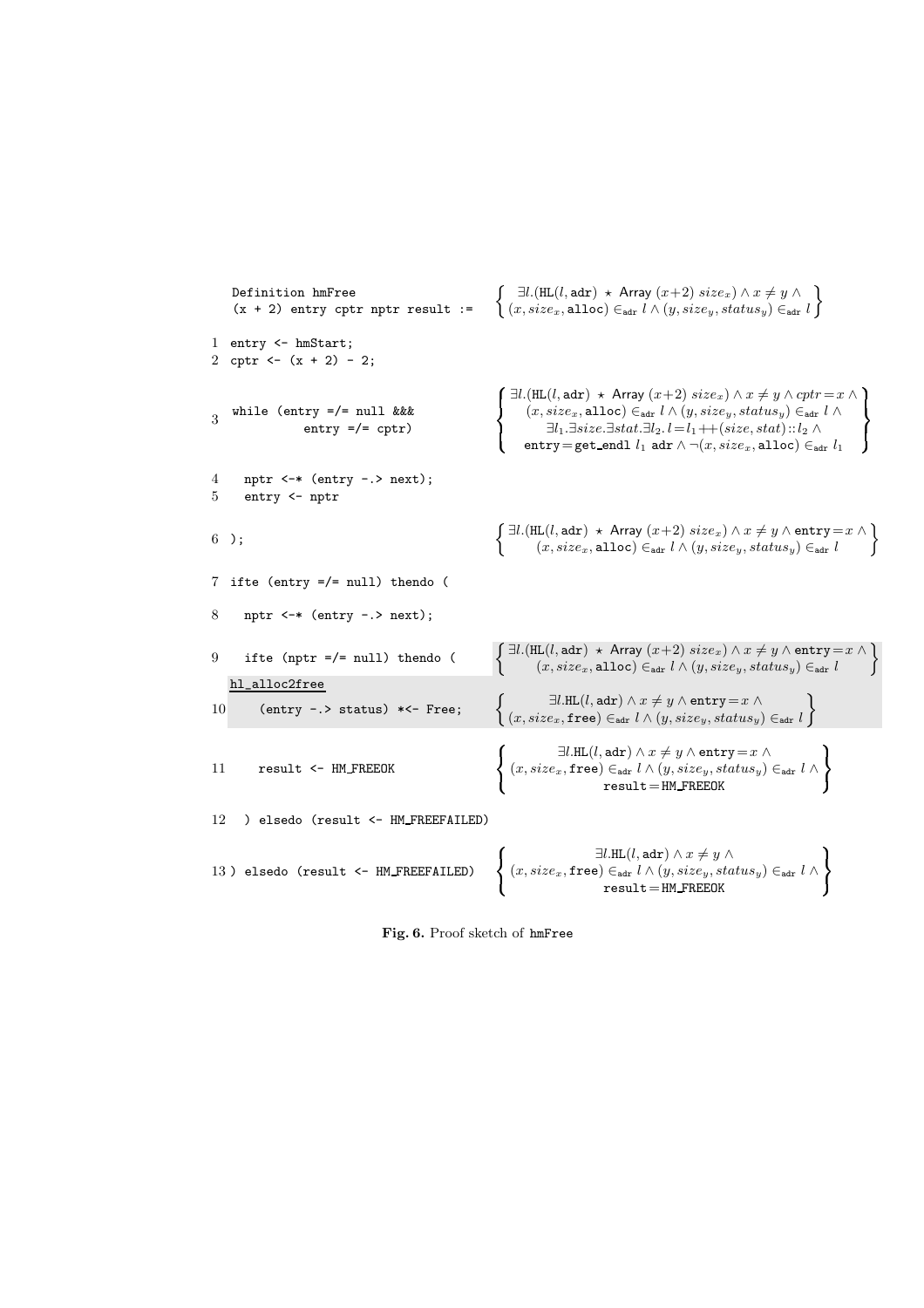```
    Definition hmFree
    (x + 2) entry cptr nptr result :=
```

$$\left\{ \begin{array}{c} \exists l.(\mathtt{HL}(l, \mathtt{adr}) \ \star \ \mathsf{Array}\ (x{+}2)\ size_x) \wedge x \neq y \ \wedge \\ (x, size_x, \mathtt{alloc}) \in_{\mathtt{adr}} l \wedge (y, size_y, status_y) \in_{\mathtt{adr}} l \end{array} \right\}$$

```
1  entry <- hmStart;
2  cptr <- (x + 2) - 2;

3  while (entry =/= null &&&
             entry =/= cptr)
```

$$\left\{ \begin{array}{c} \exists l.(\mathtt{HL}(l, \mathtt{adr}) \ \star \ \mathsf{Array}\ (x{+}2)\ size_x) \wedge x \neq y \wedge cptr = x \ \wedge \\ (x, size_x, \mathtt{alloc}) \in_{\mathtt{adr}} l \wedge (y, size_y, status_y) \in_{\mathtt{adr}} l \ \wedge \\ \exists l_1. \exists size. \exists stat. \exists l_2.\, l = l_1 {+\!\!+} (size, stat) {::} l_2 \ \wedge \\ \mathsf{entry} = \mathsf{get\_endl}\ l_1\ \mathtt{adr} \wedge \neg (x, size_x, \mathtt{alloc}) \in_{\mathtt{adr}} l_1 \end{array} \right\}$$

```
4    nptr <-* (entry -.> next);
5    entry <- nptr

6  );
```

$$\left\{ \begin{array}{c} \exists l.(\mathtt{HL}(l, \mathtt{adr}) \ \star \ \mathsf{Array}\ (x{+}2)\ size_x) \wedge x \neq y \wedge \mathsf{entry} = x \ \wedge \\ (x, size_x, \mathtt{alloc}) \in_{\mathtt{adr}} l \wedge (y, size_y, status_y) \in_{\mathtt{adr}} l \end{array} \right\}$$

```
7  ifte (entry =/= null) thendo (

8    nptr <-* (entry -.> next);

9    ifte (nptr =/= null) thendo (
```

$$\left\{ \begin{array}{c} \exists l.(\mathtt{HL}(l, \mathtt{adr}) \ \star \ \mathsf{Array}\ (x{+}2)\ size_x) \wedge x \neq y \wedge \mathsf{entry} = x \ \wedge \\ (x, size_x, \mathtt{alloc}) \in_{\mathtt{adr}} l \wedge (y, size_y, status_y) \in_{\mathtt{adr}} l \end{array} \right\}$$

```
   hl_alloc2free
10     (entry -.> status) *<- Free;
```

$$\left\{ \begin{array}{c} \exists l.\mathtt{HL}(l, \mathtt{adr}) \wedge x \neq y \wedge \mathsf{entry} = x \ \wedge \\ (x, size_x, \mathtt{free}) \in_{\mathtt{adr}} l \wedge (y, size_y, status_y) \in_{\mathtt{adr}} l \end{array} \right\}$$

```
11     result <- HM_FREEOK
```

$$\left\{ \begin{array}{c} \exists l.\mathtt{HL}(l, \mathtt{adr}) \wedge x \neq y \wedge \mathsf{entry} = x \ \wedge \\ (x, size_x, \mathtt{free}) \in_{\mathtt{adr}} l \wedge (y, size_y, status_y) \in_{\mathtt{adr}} l \ \wedge \\ \mathsf{result} = \mathsf{HM\_FREEOK} \end{array} \right\}$$

```
12   ) elsedo (result <- HM_FREEFAILED)

13 ) elsedo (result <- HM_FREEFAILED)
```

$$\left\{ \begin{array}{c} \exists l.\mathtt{HL}(l, \mathtt{adr}) \wedge x \neq y \ \wedge \\ (x, size_x, \mathtt{free}) \in_{\mathtt{adr}} l \wedge (y, size_y, status_y) \in_{\mathtt{adr}} l \ \wedge \\ \mathsf{result} = \mathsf{HM\_FREEOK} \end{array} \right\}$$

**Fig. 6.** Proof sketch of `hmFree`